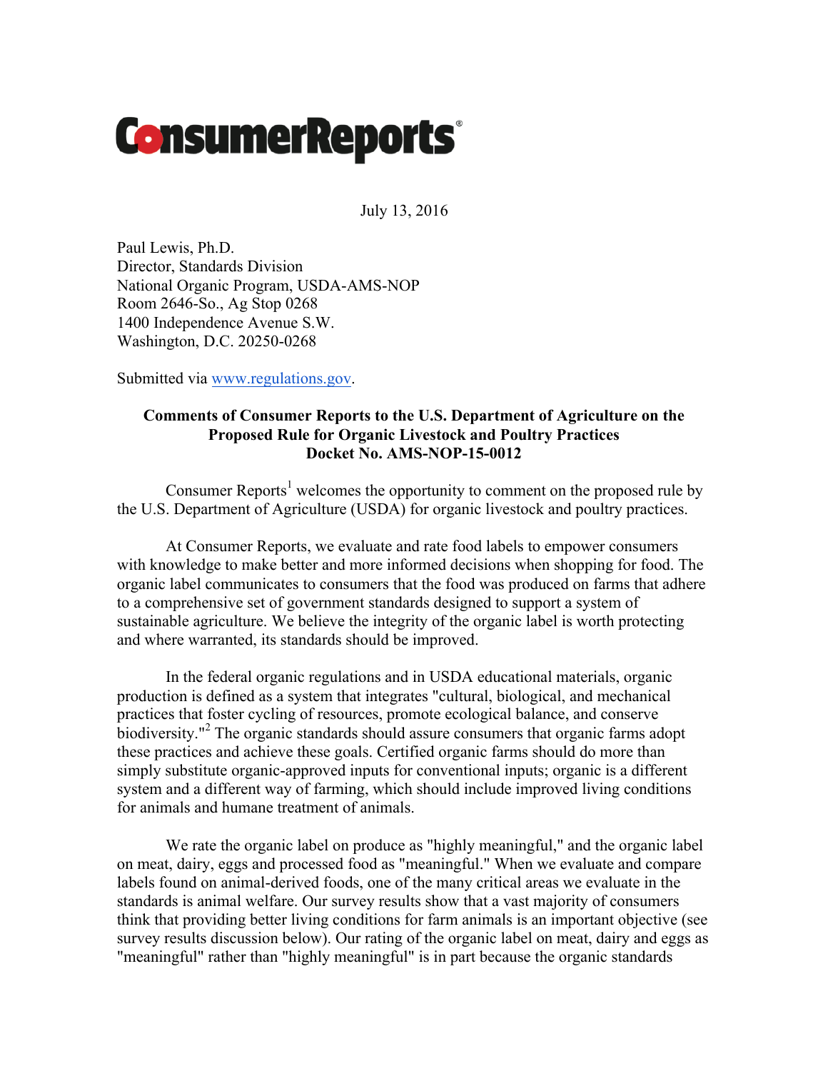**ConsumerReports**

July 13, 2016

Paul Lewis, Ph.D.
Director, Standards Division
National Organic Program, USDA-AMS-NOP
Room 2646-So., Ag Stop 0268
1400 Independence Avenue S.W.
Washington, D.C. 20250-0268

Submitted via www.regulations.gov.

**Comments of Consumer Reports to the U.S. Department of Agriculture on the Proposed Rule for Organic Livestock and Poultry Practices**
**Docket No. AMS-NOP-15-0012**

Consumer Reports[1] welcomes the opportunity to comment on the proposed rule by the U.S. Department of Agriculture (USDA) for organic livestock and poultry practices.

At Consumer Reports, we evaluate and rate food labels to empower consumers with knowledge to make better and more informed decisions when shopping for food. The organic label communicates to consumers that the food was produced on farms that adhere to a comprehensive set of government standards designed to support a system of sustainable agriculture. We believe the integrity of the organic label is worth protecting and where warranted, its standards should be improved.

In the federal organic regulations and in USDA educational materials, organic production is defined as a system that integrates "cultural, biological, and mechanical practices that foster cycling of resources, promote ecological balance, and conserve biodiversity."[2] The organic standards should assure consumers that organic farms adopt these practices and achieve these goals. Certified organic farms should do more than simply substitute organic-approved inputs for conventional inputs; organic is a different system and a different way of farming, which should include improved living conditions for animals and humane treatment of animals.

We rate the organic label on produce as "highly meaningful," and the organic label on meat, dairy, eggs and processed food as "meaningful." When we evaluate and compare labels found on animal-derived foods, one of the many critical areas we evaluate in the standards is animal welfare. Our survey results show that a vast majority of consumers think that providing better living conditions for farm animals is an important objective (see survey results discussion below). Our rating of the organic label on meat, dairy and eggs as "meaningful" rather than "highly meaningful" is in part because the organic standards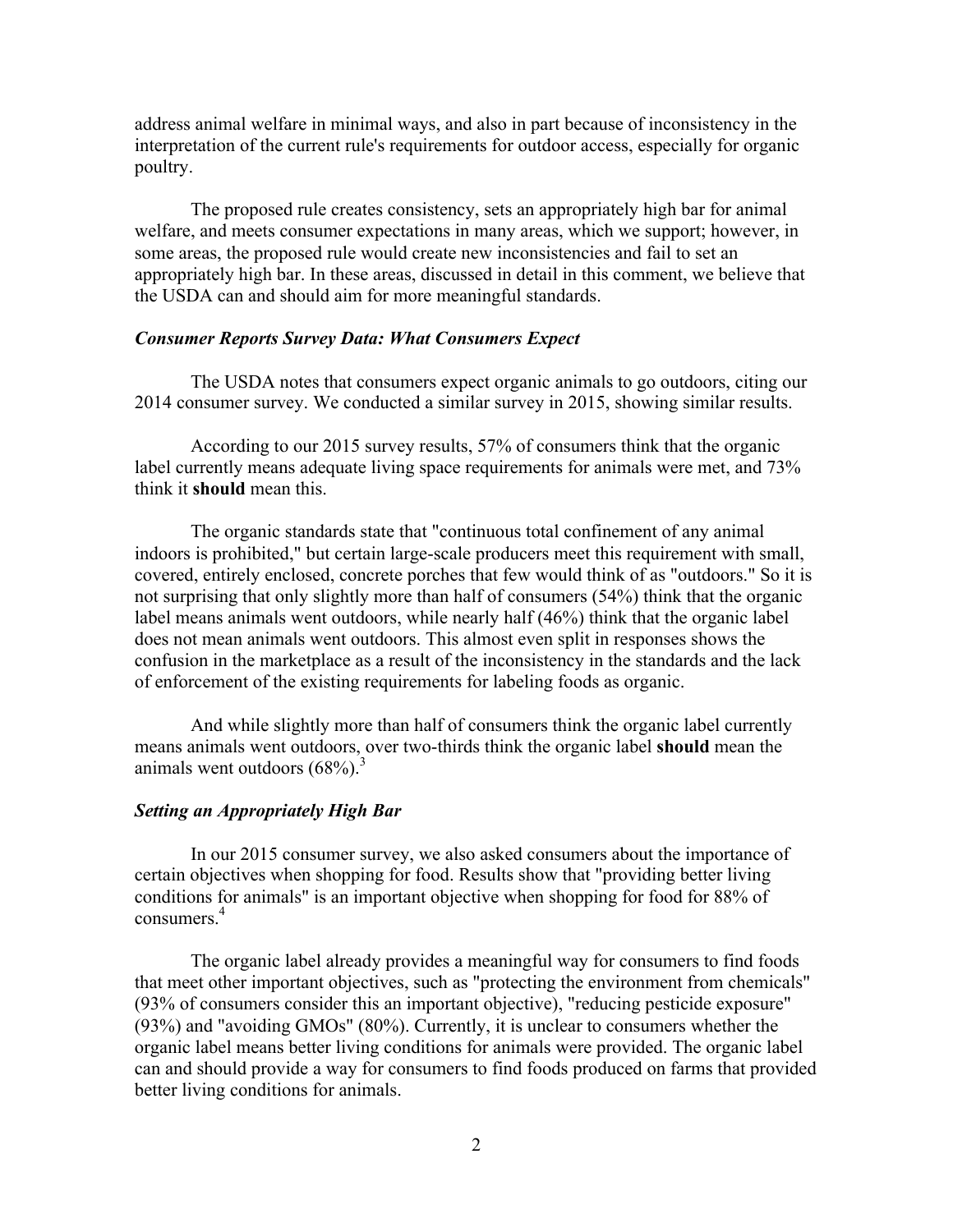address animal welfare in minimal ways, and also in part because of inconsistency in the interpretation of the current rule's requirements for outdoor access, especially for organic poultry.

The proposed rule creates consistency, sets an appropriately high bar for animal welfare, and meets consumer expectations in many areas, which we support; however, in some areas, the proposed rule would create new inconsistencies and fail to set an appropriately high bar. In these areas, discussed in detail in this comment, we believe that the USDA can and should aim for more meaningful standards.

### *Consumer Reports Survey Data: What Consumers Expect*

The USDA notes that consumers expect organic animals to go outdoors, citing our 2014 consumer survey. We conducted a similar survey in 2015, showing similar results.

According to our 2015 survey results, 57% of consumers think that the organic label currently means adequate living space requirements for animals were met, and 73% think it **should** mean this.

The organic standards state that "continuous total confinement of any animal indoors is prohibited," but certain large-scale producers meet this requirement with small, covered, entirely enclosed, concrete porches that few would think of as "outdoors." So it is not surprising that only slightly more than half of consumers (54%) think that the organic label means animals went outdoors, while nearly half (46%) think that the organic label does not mean animals went outdoors. This almost even split in responses shows the confusion in the marketplace as a result of the inconsistency in the standards and the lack of enforcement of the existing requirements for labeling foods as organic.

And while slightly more than half of consumers think the organic label currently means animals went outdoors, over two-thirds think the organic label **should** mean the animals went outdoors (68%).[3]

### *Setting an Appropriately High Bar*

In our 2015 consumer survey, we also asked consumers about the importance of certain objectives when shopping for food. Results show that "providing better living conditions for animals" is an important objective when shopping for food for 88% of consumers.[4]

The organic label already provides a meaningful way for consumers to find foods that meet other important objectives, such as "protecting the environment from chemicals" (93% of consumers consider this an important objective), "reducing pesticide exposure" (93%) and "avoiding GMOs" (80%). Currently, it is unclear to consumers whether the organic label means better living conditions for animals were provided. The organic label can and should provide a way for consumers to find foods produced on farms that provided better living conditions for animals.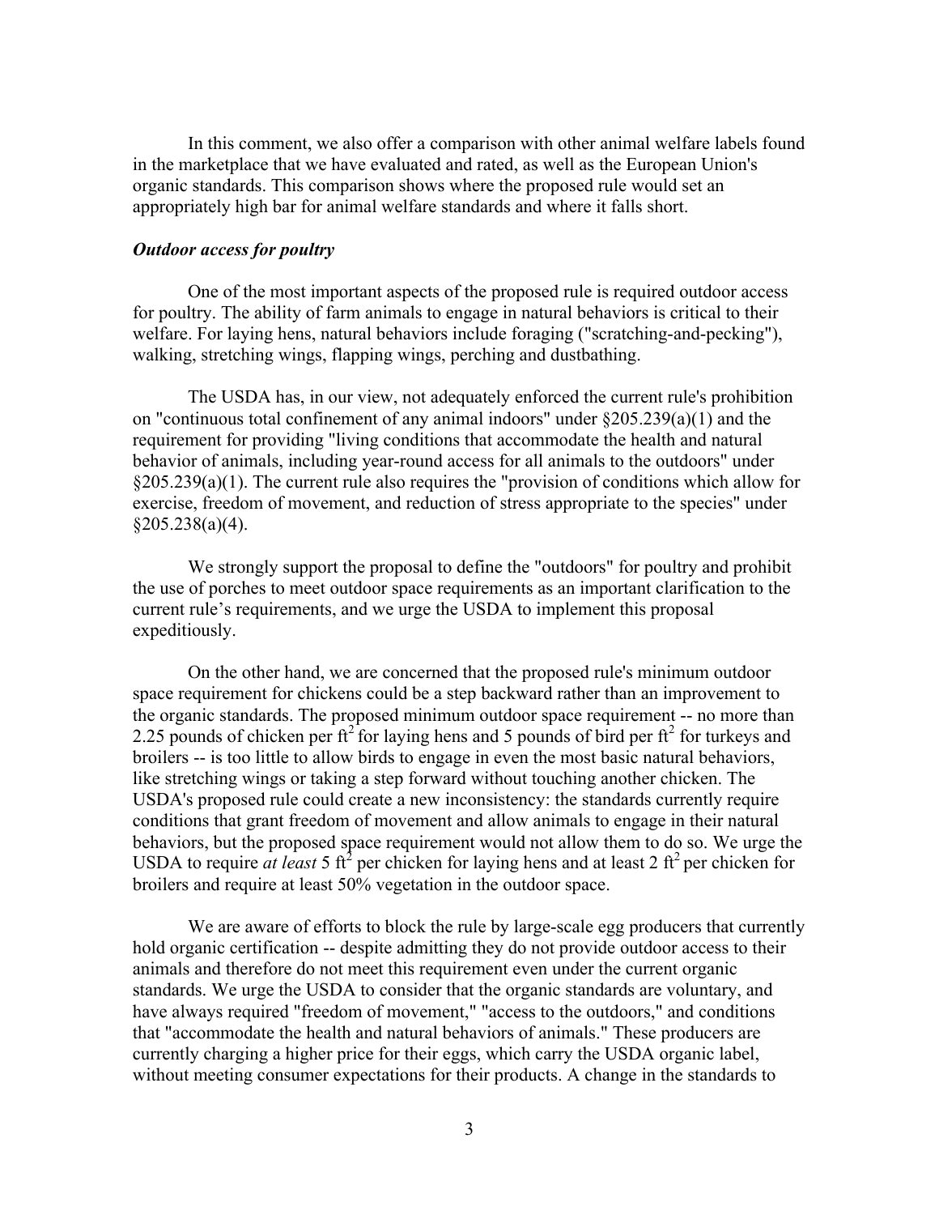In this comment, we also offer a comparison with other animal welfare labels found in the marketplace that we have evaluated and rated, as well as the European Union's organic standards. This comparison shows where the proposed rule would set an appropriately high bar for animal welfare standards and where it falls short.

***Outdoor access for poultry***

One of the most important aspects of the proposed rule is required outdoor access for poultry. The ability of farm animals to engage in natural behaviors is critical to their welfare. For laying hens, natural behaviors include foraging ("scratching-and-pecking"), walking, stretching wings, flapping wings, perching and dustbathing.

The USDA has, in our view, not adequately enforced the current rule's prohibition on "continuous total confinement of any animal indoors" under §205.239(a)(1) and the requirement for providing "living conditions that accommodate the health and natural behavior of animals, including year-round access for all animals to the outdoors" under §205.239(a)(1). The current rule also requires the "provision of conditions which allow for exercise, freedom of movement, and reduction of stress appropriate to the species" under §205.238(a)(4).

We strongly support the proposal to define the "outdoors" for poultry and prohibit the use of porches to meet outdoor space requirements as an important clarification to the current rule's requirements, and we urge the USDA to implement this proposal expeditiously.

On the other hand, we are concerned that the proposed rule's minimum outdoor space requirement for chickens could be a step backward rather than an improvement to the organic standards. The proposed minimum outdoor space requirement -- no more than 2.25 pounds of chicken per $ft^2$ for laying hens and 5 pounds of bird per $ft^2$ for turkeys and broilers -- is too little to allow birds to engage in even the most basic natural behaviors, like stretching wings or taking a step forward without touching another chicken. The USDA's proposed rule could create a new inconsistency: the standards currently require conditions that grant freedom of movement and allow animals to engage in their natural behaviors, but the proposed space requirement would not allow them to do so. We urge the USDA to require *at least* 5 $ft^2$ per chicken for laying hens and at least 2 $ft^2$ per chicken for broilers and require at least 50% vegetation in the outdoor space.

We are aware of efforts to block the rule by large-scale egg producers that currently hold organic certification -- despite admitting they do not provide outdoor access to their animals and therefore do not meet this requirement even under the current organic standards. We urge the USDA to consider that the organic standards are voluntary, and have always required "freedom of movement," "access to the outdoors," and conditions that "accommodate the health and natural behaviors of animals." These producers are currently charging a higher price for their eggs, which carry the USDA organic label, without meeting consumer expectations for their products. A change in the standards to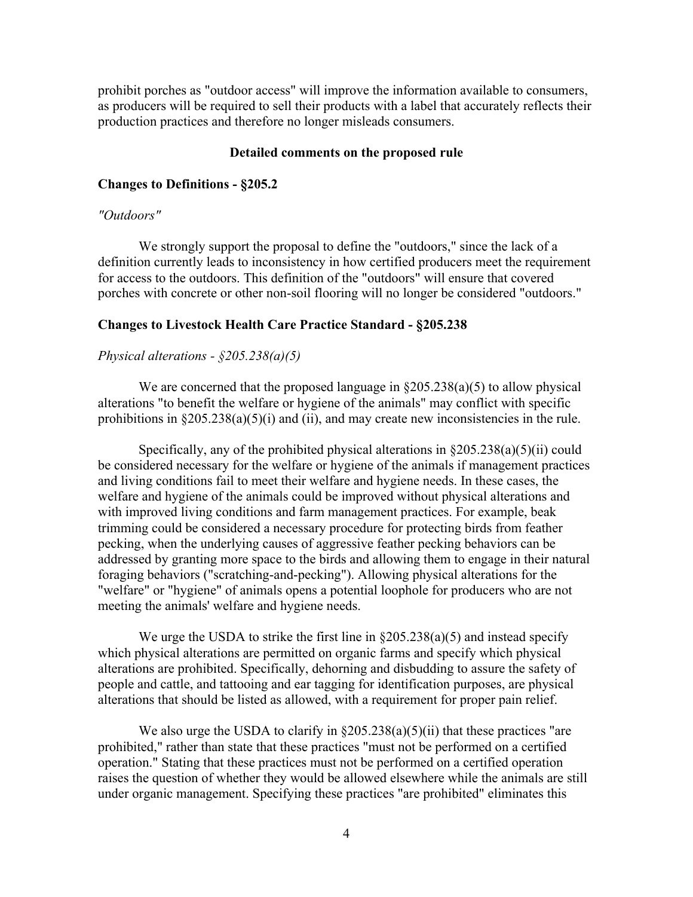prohibit porches as "outdoor access" will improve the information available to consumers, as producers will be required to sell their products with a label that accurately reflects their production practices and therefore no longer misleads consumers.

## Detailed comments on the proposed rule

### Changes to Definitions - §205.2

*"Outdoors"*

We strongly support the proposal to define the "outdoors," since the lack of a definition currently leads to inconsistency in how certified producers meet the requirement for access to the outdoors. This definition of the "outdoors" will ensure that covered porches with concrete or other non-soil flooring will no longer be considered "outdoors."

### Changes to Livestock Health Care Practice Standard - §205.238

*Physical alterations - §205.238(a)(5)*

We are concerned that the proposed language in §205.238(a)(5) to allow physical alterations "to benefit the welfare or hygiene of the animals" may conflict with specific prohibitions in §205.238(a)(5)(i) and (ii), and may create new inconsistencies in the rule.

Specifically, any of the prohibited physical alterations in §205.238(a)(5)(ii) could be considered necessary for the welfare or hygiene of the animals if management practices and living conditions fail to meet their welfare and hygiene needs. In these cases, the welfare and hygiene of the animals could be improved without physical alterations and with improved living conditions and farm management practices. For example, beak trimming could be considered a necessary procedure for protecting birds from feather pecking, when the underlying causes of aggressive feather pecking behaviors can be addressed by granting more space to the birds and allowing them to engage in their natural foraging behaviors ("scratching-and-pecking"). Allowing physical alterations for the "welfare" or "hygiene" of animals opens a potential loophole for producers who are not meeting the animals' welfare and hygiene needs.

We urge the USDA to strike the first line in §205.238(a)(5) and instead specify which physical alterations are permitted on organic farms and specify which physical alterations are prohibited. Specifically, dehorning and disbudding to assure the safety of people and cattle, and tattooing and ear tagging for identification purposes, are physical alterations that should be listed as allowed, with a requirement for proper pain relief.

We also urge the USDA to clarify in §205.238(a)(5)(ii) that these practices "are prohibited," rather than state that these practices "must not be performed on a certified operation." Stating that these practices must not be performed on a certified operation raises the question of whether they would be allowed elsewhere while the animals are still under organic management. Specifying these practices "are prohibited" eliminates this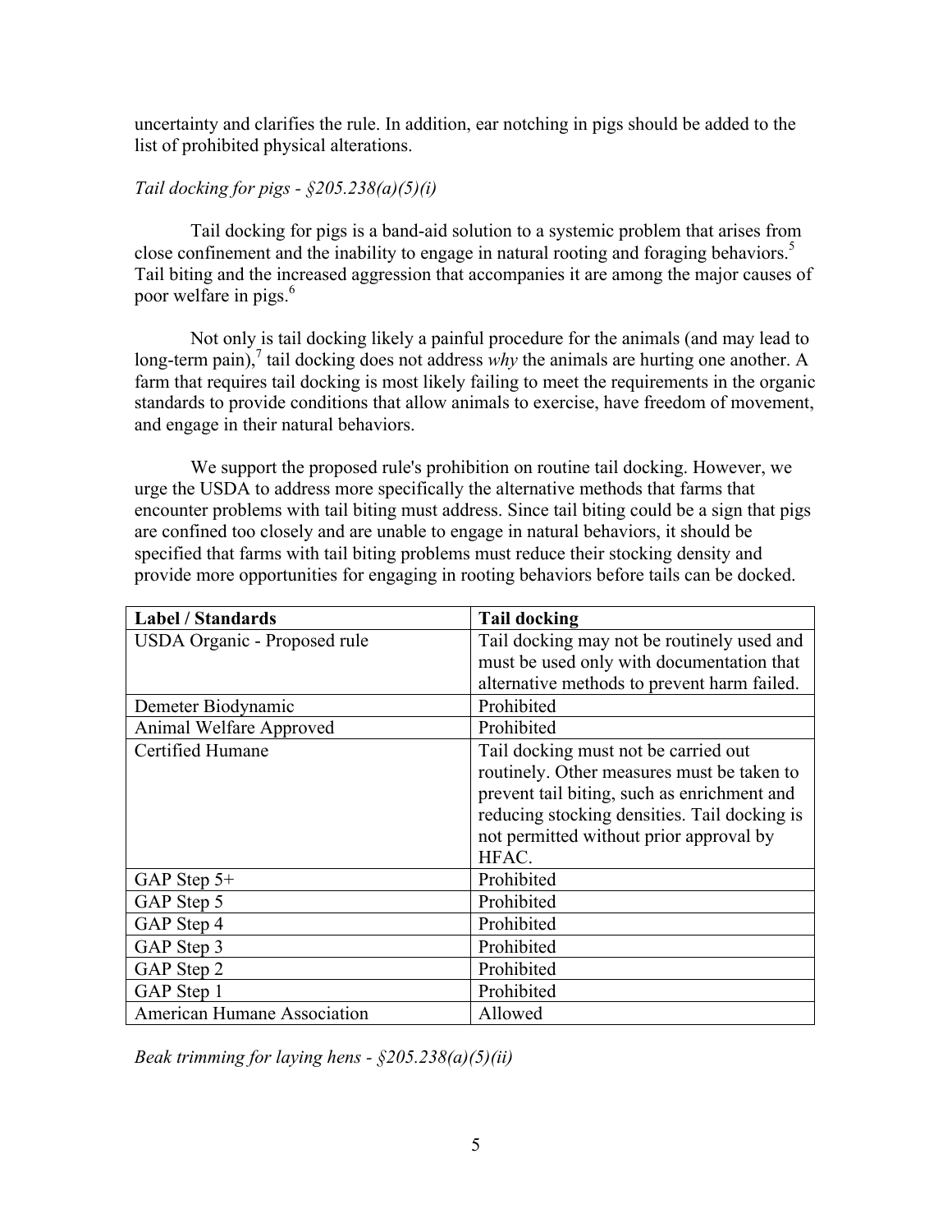uncertainty and clarifies the rule. In addition, ear notching in pigs should be added to the list of prohibited physical alterations.

*Tail docking for pigs - §205.238(a)(5)(i)*

Tail docking for pigs is a band-aid solution to a systemic problem that arises from close confinement and the inability to engage in natural rooting and foraging behaviors.[5] Tail biting and the increased aggression that accompanies it are among the major causes of poor welfare in pigs.[6]

Not only is tail docking likely a painful procedure for the animals (and may lead to long-term pain),[7] tail docking does not address *why* the animals are hurting one another. A farm that requires tail docking is most likely failing to meet the requirements in the organic standards to provide conditions that allow animals to exercise, have freedom of movement, and engage in their natural behaviors.

We support the proposed rule's prohibition on routine tail docking. However, we urge the USDA to address more specifically the alternative methods that farms that encounter problems with tail biting must address. Since tail biting could be a sign that pigs are confined too closely and are unable to engage in natural behaviors, it should be specified that farms with tail biting problems must reduce their stocking density and provide more opportunities for engaging in rooting behaviors before tails can be docked.

| Label / Standards | Tail docking |
|---|---|
| USDA Organic - Proposed rule | Tail docking may not be routinely used and must be used only with documentation that alternative methods to prevent harm failed. |
| Demeter Biodynamic | Prohibited |
| Animal Welfare Approved | Prohibited |
| Certified Humane | Tail docking must not be carried out routinely. Other measures must be taken to prevent tail biting, such as enrichment and reducing stocking densities. Tail docking is not permitted without prior approval by HFAC. |
| GAP Step 5+ | Prohibited |
| GAP Step 5 | Prohibited |
| GAP Step 4 | Prohibited |
| GAP Step 3 | Prohibited |
| GAP Step 2 | Prohibited |
| GAP Step 1 | Prohibited |
| American Humane Association | Allowed |

*Beak trimming for laying hens - §205.238(a)(5)(ii)*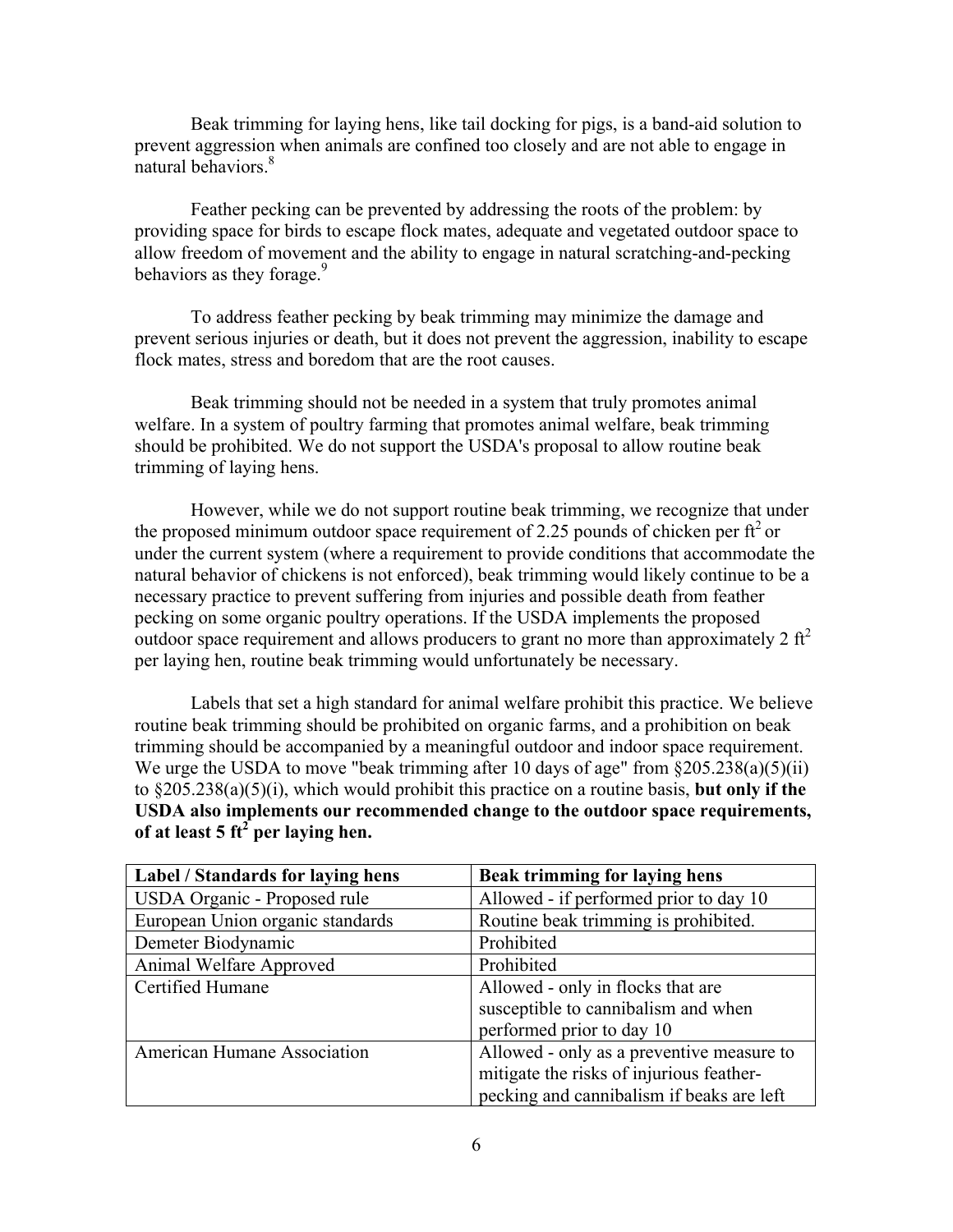Beak trimming for laying hens, like tail docking for pigs, is a band-aid solution to prevent aggression when animals are confined too closely and are not able to engage in natural behaviors.[8]

Feather pecking can be prevented by addressing the roots of the problem: by providing space for birds to escape flock mates, adequate and vegetated outdoor space to allow freedom of movement and the ability to engage in natural scratching-and-pecking behaviors as they forage.[9]

To address feather pecking by beak trimming may minimize the damage and prevent serious injuries or death, but it does not prevent the aggression, inability to escape flock mates, stress and boredom that are the root causes.

Beak trimming should not be needed in a system that truly promotes animal welfare. In a system of poultry farming that promotes animal welfare, beak trimming should be prohibited. We do not support the USDA's proposal to allow routine beak trimming of laying hens.

However, while we do not support routine beak trimming, we recognize that under the proposed minimum outdoor space requirement of 2.25 pounds of chicken per $ft^2$ or under the current system (where a requirement to provide conditions that accommodate the natural behavior of chickens is not enforced), beak trimming would likely continue to be a necessary practice to prevent suffering from injuries and possible death from feather pecking on some organic poultry operations. If the USDA implements the proposed outdoor space requirement and allows producers to grant no more than approximately 2 $ft^2$ per laying hen, routine beak trimming would unfortunately be necessary.

Labels that set a high standard for animal welfare prohibit this practice. We believe routine beak trimming should be prohibited on organic farms, and a prohibition on beak trimming should be accompanied by a meaningful outdoor and indoor space requirement. We urge the USDA to move "beak trimming after 10 days of age" from §205.238(a)(5)(ii) to §205.238(a)(5)(i), which would prohibit this practice on a routine basis, **but only if the USDA also implements our recommended change to the outdoor space requirements, of at least 5 $ft^2$ per laying hen.**

| Label / Standards for laying hens | Beak trimming for laying hens |
|---|---|
| USDA Organic - Proposed rule | Allowed - if performed prior to day 10 |
| European Union organic standards | Routine beak trimming is prohibited. |
| Demeter Biodynamic | Prohibited |
| Animal Welfare Approved | Prohibited |
| Certified Humane | Allowed - only in flocks that are susceptible to cannibalism and when performed prior to day 10 |
| American Humane Association | Allowed - only as a preventive measure to mitigate the risks of injurious feather-pecking and cannibalism if beaks are left |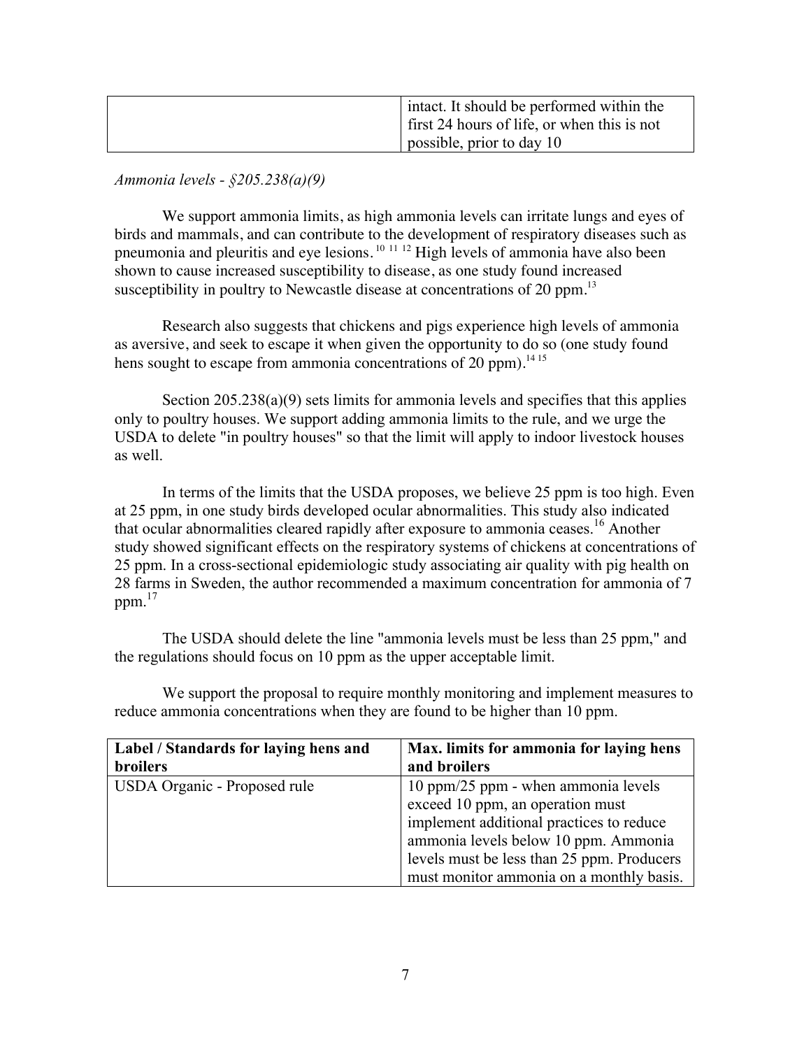|  | intact. It should be performed within the first 24 hours of life, or when this is not possible, prior to day 10 |
|---|---|

*Ammonia levels - §205.238(a)(9)*

We support ammonia limits, as high ammonia levels can irritate lungs and eyes of birds and mammals, and can contribute to the development of respiratory diseases such as pneumonia and pleuritis and eye lesions.[10 11 12] High levels of ammonia have also been shown to cause increased susceptibility to disease, as one study found increased susceptibility in poultry to Newcastle disease at concentrations of 20 ppm.[13]

Research also suggests that chickens and pigs experience high levels of ammonia as aversive, and seek to escape it when given the opportunity to do so (one study found hens sought to escape from ammonia concentrations of 20 ppm).[14 15]

Section 205.238(a)(9) sets limits for ammonia levels and specifies that this applies only to poultry houses. We support adding ammonia limits to the rule, and we urge the USDA to delete "in poultry houses" so that the limit will apply to indoor livestock houses as well.

In terms of the limits that the USDA proposes, we believe 25 ppm is too high. Even at 25 ppm, in one study birds developed ocular abnormalities. This study also indicated that ocular abnormalities cleared rapidly after exposure to ammonia ceases.[16] Another study showed significant effects on the respiratory systems of chickens at concentrations of 25 ppm. In a cross-sectional epidemiologic study associating air quality with pig health on 28 farms in Sweden, the author recommended a maximum concentration for ammonia of 7 ppm.[17]

The USDA should delete the line "ammonia levels must be less than 25 ppm," and the regulations should focus on 10 ppm as the upper acceptable limit.

We support the proposal to require monthly monitoring and implement measures to reduce ammonia concentrations when they are found to be higher than 10 ppm.

| **Label / Standards for laying hens and broilers** | **Max. limits for ammonia for laying hens and broilers** |
|---|---|
| USDA Organic - Proposed rule | 10 ppm/25 ppm - when ammonia levels exceed 10 ppm, an operation must implement additional practices to reduce ammonia levels below 10 ppm. Ammonia levels must be less than 25 ppm. Producers must monitor ammonia on a monthly basis. |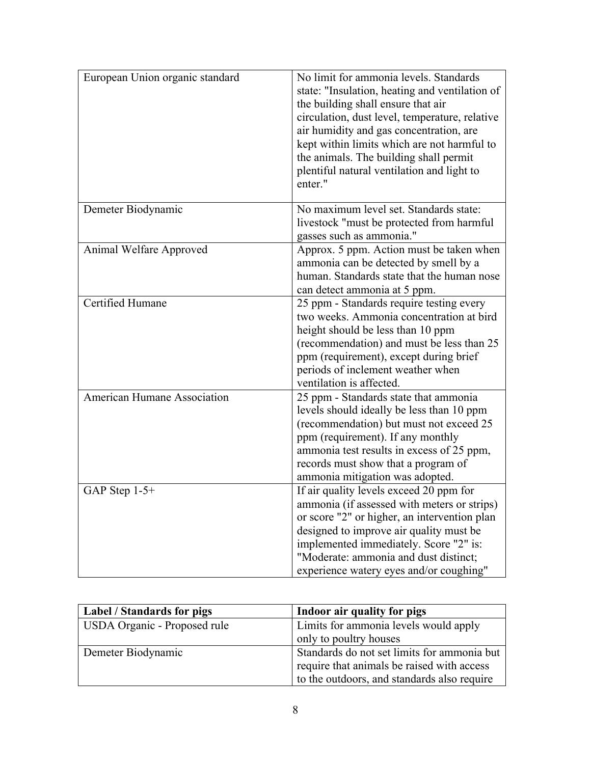| | |
|---|---|
| European Union organic standard | No limit for ammonia levels. Standards state: "Insulation, heating and ventilation of the building shall ensure that air circulation, dust level, temperature, relative air humidity and gas concentration, are kept within limits which are not harmful to the animals. The building shall permit plentiful natural ventilation and light to enter." |
| Demeter Biodynamic | No maximum level set. Standards state: livestock "must be protected from harmful gasses such as ammonia." |
| Animal Welfare Approved | Approx. 5 ppm. Action must be taken when ammonia can be detected by smell by a human. Standards state that the human nose can detect ammonia at 5 ppm. |
| Certified Humane | 25 ppm - Standards require testing every two weeks. Ammonia concentration at bird height should be less than 10 ppm (recommendation) and must be less than 25 ppm (requirement), except during brief periods of inclement weather when ventilation is affected. |
| American Humane Association | 25 ppm - Standards state that ammonia levels should ideally be less than 10 ppm (recommendation) but must not exceed 25 ppm (requirement). If any monthly ammonia test results in excess of 25 ppm, records must show that a program of ammonia mitigation was adopted. |
| GAP Step 1-5+ | If air quality levels exceed 20 ppm for ammonia (if assessed with meters or strips) or score "2" or higher, an intervention plan designed to improve air quality must be implemented immediately. Score "2" is: "Moderate: ammonia and dust distinct; experience watery eyes and/or coughing" |

| **Label / Standards for pigs** | **Indoor air quality for pigs** |
|---|---|
| USDA Organic - Proposed rule | Limits for ammonia levels would apply only to poultry houses |
| Demeter Biodynamic | Standards do not set limits for ammonia but require that animals be raised with access to the outdoors, and standards also require |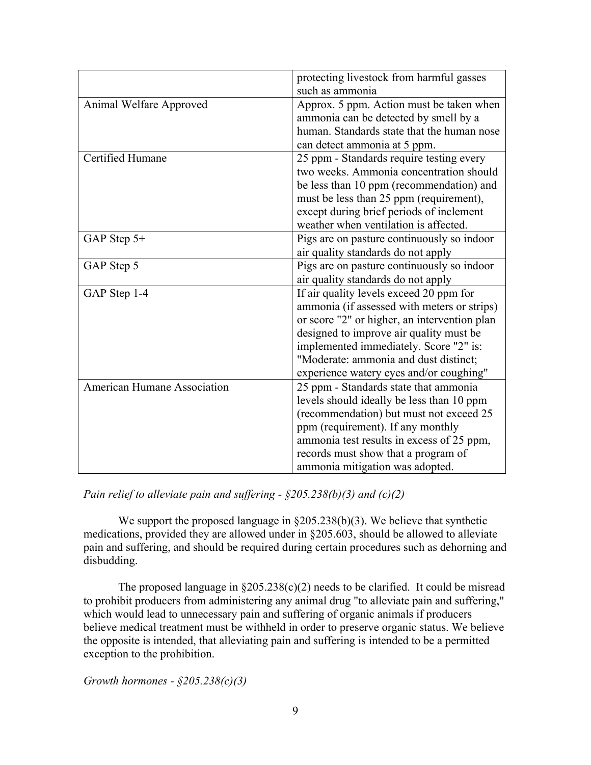| | |
|---|---|
| | protecting livestock from harmful gasses such as ammonia |
| Animal Welfare Approved | Approx. 5 ppm. Action must be taken when ammonia can be detected by smell by a human. Standards state that the human nose can detect ammonia at 5 ppm. |
| Certified Humane | 25 ppm - Standards require testing every two weeks. Ammonia concentration should be less than 10 ppm (recommendation) and must be less than 25 ppm (requirement), except during brief periods of inclement weather when ventilation is affected. |
| GAP Step 5+ | Pigs are on pasture continuously so indoor air quality standards do not apply |
| GAP Step 5 | Pigs are on pasture continuously so indoor air quality standards do not apply |
| GAP Step 1-4 | If air quality levels exceed 20 ppm for ammonia (if assessed with meters or strips) or score "2" or higher, an intervention plan designed to improve air quality must be implemented immediately. Score "2" is: "Moderate: ammonia and dust distinct; experience watery eyes and/or coughing" |
| American Humane Association | 25 ppm - Standards state that ammonia levels should ideally be less than 10 ppm (recommendation) but must not exceed 25 ppm (requirement). If any monthly ammonia test results in excess of 25 ppm, records must show that a program of ammonia mitigation was adopted. |

*Pain relief to alleviate pain and suffering - §205.238(b)(3) and (c)(2)*

We support the proposed language in §205.238(b)(3). We believe that synthetic medications, provided they are allowed under in §205.603, should be allowed to alleviate pain and suffering, and should be required during certain procedures such as dehorning and disbudding.

The proposed language in §205.238(c)(2) needs to be clarified. It could be misread to prohibit producers from administering any animal drug "to alleviate pain and suffering," which would lead to unnecessary pain and suffering of organic animals if producers believe medical treatment must be withheld in order to preserve organic status. We believe the opposite is intended, that alleviating pain and suffering is intended to be a permitted exception to the prohibition.

*Growth hormones - §205.238(c)(3)*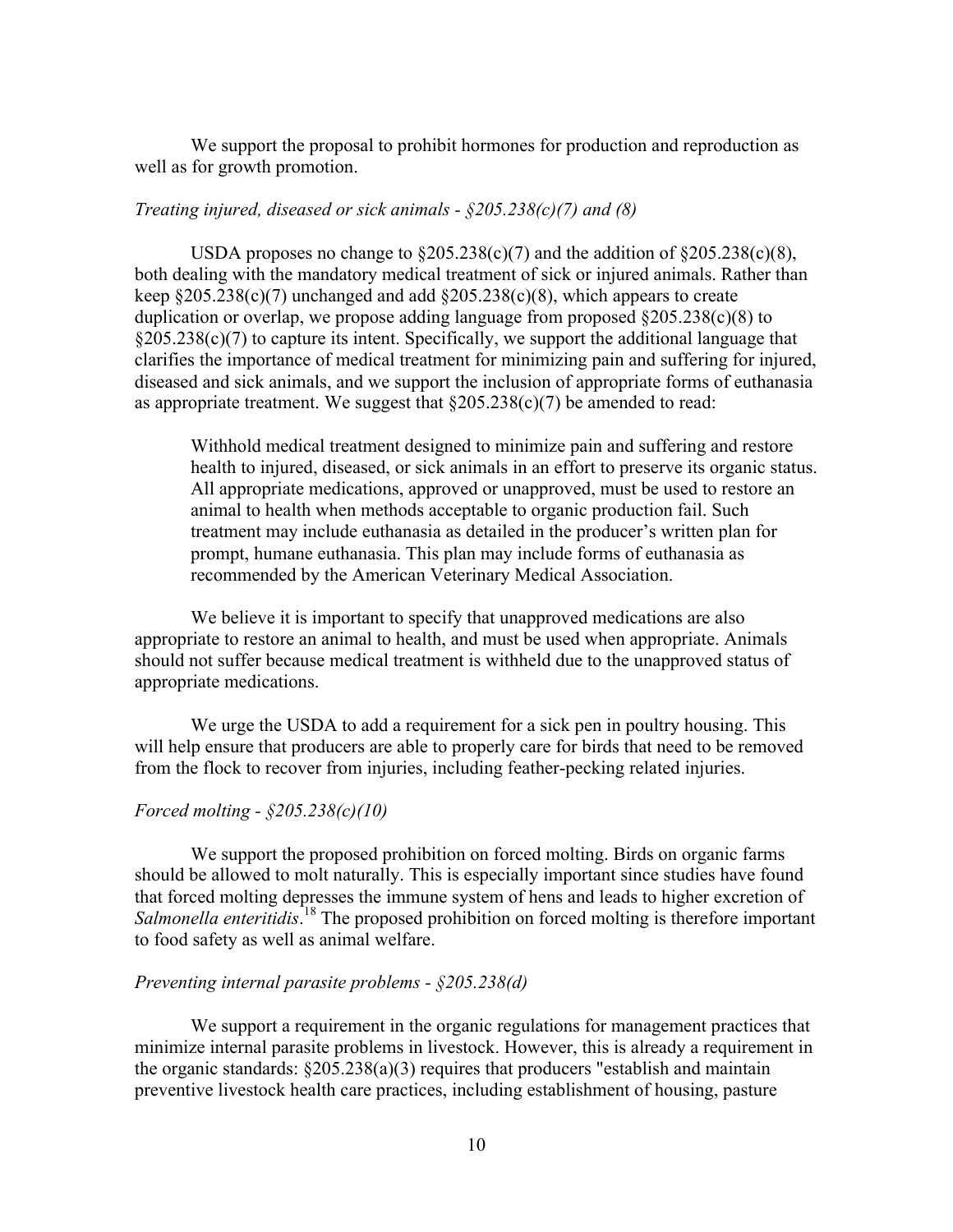We support the proposal to prohibit hormones for production and reproduction as well as for growth promotion.

*Treating injured, diseased or sick animals - §205.238(c)(7) and (8)*

USDA proposes no change to §205.238(c)(7) and the addition of §205.238(c)(8), both dealing with the mandatory medical treatment of sick or injured animals. Rather than keep §205.238(c)(7) unchanged and add §205.238(c)(8), which appears to create duplication or overlap, we propose adding language from proposed §205.238(c)(8) to §205.238(c)(7) to capture its intent. Specifically, we support the additional language that clarifies the importance of medical treatment for minimizing pain and suffering for injured, diseased and sick animals, and we support the inclusion of appropriate forms of euthanasia as appropriate treatment. We suggest that §205.238(c)(7) be amended to read:

> Withhold medical treatment designed to minimize pain and suffering and restore health to injured, diseased, or sick animals in an effort to preserve its organic status. All appropriate medications, approved or unapproved, must be used to restore an animal to health when methods acceptable to organic production fail. Such treatment may include euthanasia as detailed in the producer's written plan for prompt, humane euthanasia. This plan may include forms of euthanasia as recommended by the American Veterinary Medical Association.

We believe it is important to specify that unapproved medications are also appropriate to restore an animal to health, and must be used when appropriate. Animals should not suffer because medical treatment is withheld due to the unapproved status of appropriate medications.

We urge the USDA to add a requirement for a sick pen in poultry housing. This will help ensure that producers are able to properly care for birds that need to be removed from the flock to recover from injuries, including feather-pecking related injuries.

*Forced molting - §205.238(c)(10)*

We support the proposed prohibition on forced molting. Birds on organic farms should be allowed to molt naturally. This is especially important since studies have found that forced molting depresses the immune system of hens and leads to higher excretion of *Salmonella enteritidis*.[18] The proposed prohibition on forced molting is therefore important to food safety as well as animal welfare.

*Preventing internal parasite problems - §205.238(d)*

We support a requirement in the organic regulations for management practices that minimize internal parasite problems in livestock. However, this is already a requirement in the organic standards: §205.238(a)(3) requires that producers "establish and maintain preventive livestock health care practices, including establishment of housing, pasture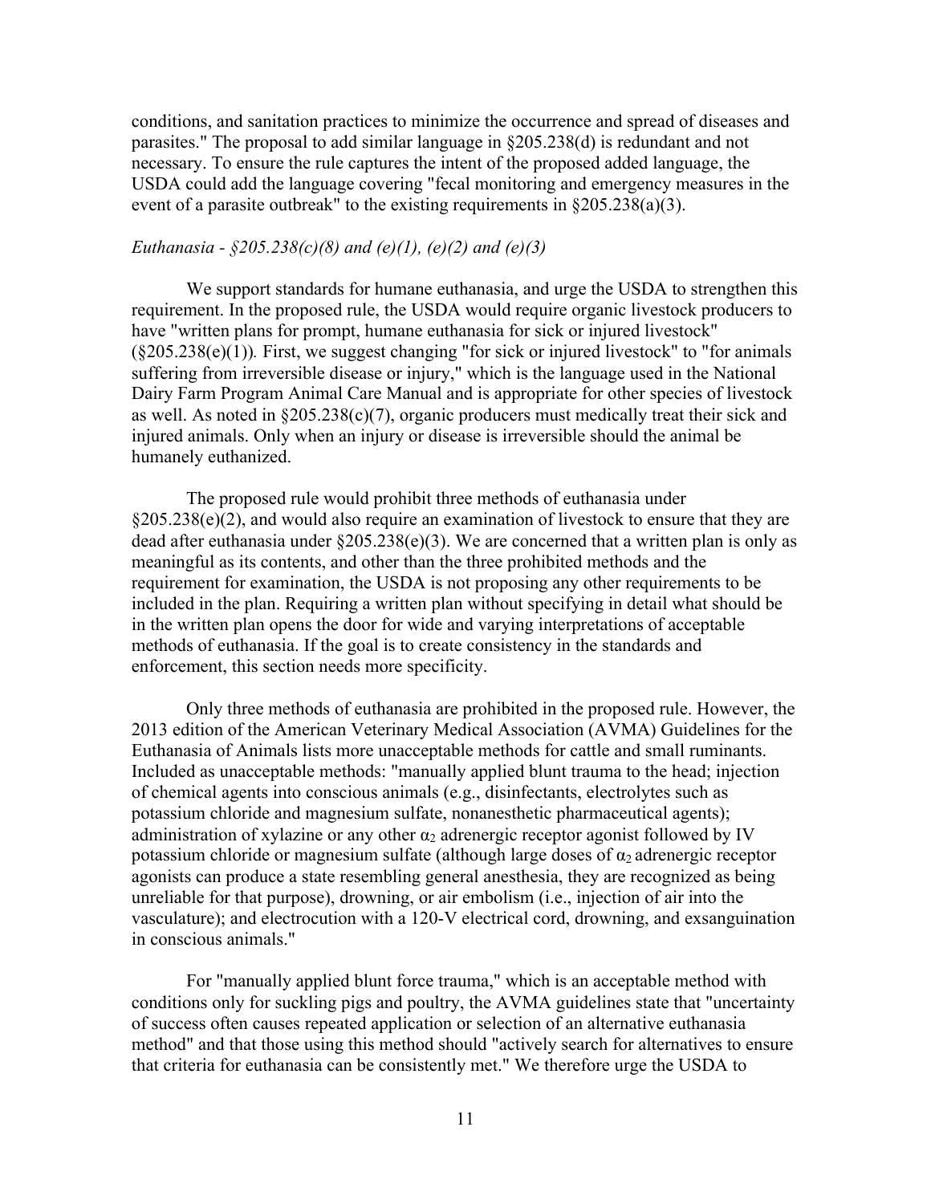conditions, and sanitation practices to minimize the occurrence and spread of diseases and parasites." The proposal to add similar language in §205.238(d) is redundant and not necessary. To ensure the rule captures the intent of the proposed added language, the USDA could add the language covering "fecal monitoring and emergency measures in the event of a parasite outbreak" to the existing requirements in §205.238(a)(3).

*Euthanasia - §205.238(c)(8) and (e)(1), (e)(2) and (e)(3)*

We support standards for humane euthanasia, and urge the USDA to strengthen this requirement. In the proposed rule, the USDA would require organic livestock producers to have "written plans for prompt, humane euthanasia for sick or injured livestock" (§205.238(e)(1)). First, we suggest changing "for sick or injured livestock" to "for animals suffering from irreversible disease or injury," which is the language used in the National Dairy Farm Program Animal Care Manual and is appropriate for other species of livestock as well. As noted in §205.238(c)(7), organic producers must medically treat their sick and injured animals. Only when an injury or disease is irreversible should the animal be humanely euthanized.

The proposed rule would prohibit three methods of euthanasia under §205.238(e)(2), and would also require an examination of livestock to ensure that they are dead after euthanasia under §205.238(e)(3). We are concerned that a written plan is only as meaningful as its contents, and other than the three prohibited methods and the requirement for examination, the USDA is not proposing any other requirements to be included in the plan. Requiring a written plan without specifying in detail what should be in the written plan opens the door for wide and varying interpretations of acceptable methods of euthanasia. If the goal is to create consistency in the standards and enforcement, this section needs more specificity.

Only three methods of euthanasia are prohibited in the proposed rule. However, the 2013 edition of the American Veterinary Medical Association (AVMA) Guidelines for the Euthanasia of Animals lists more unacceptable methods for cattle and small ruminants. Included as unacceptable methods: "manually applied blunt trauma to the head; injection of chemical agents into conscious animals (e.g., disinfectants, electrolytes such as potassium chloride and magnesium sulfate, nonanesthetic pharmaceutical agents); administration of xylazine or any other $\alpha_2$ adrenergic receptor agonist followed by IV potassium chloride or magnesium sulfate (although large doses of $\alpha_2$ adrenergic receptor agonists can produce a state resembling general anesthesia, they are recognized as being unreliable for that purpose), drowning, or air embolism (i.e., injection of air into the vasculature); and electrocution with a 120-V electrical cord, drowning, and exsanguination in conscious animals."

For "manually applied blunt force trauma," which is an acceptable method with conditions only for suckling pigs and poultry, the AVMA guidelines state that "uncertainty of success often causes repeated application or selection of an alternative euthanasia method" and that those using this method should "actively search for alternatives to ensure that criteria for euthanasia can be consistently met." We therefore urge the USDA to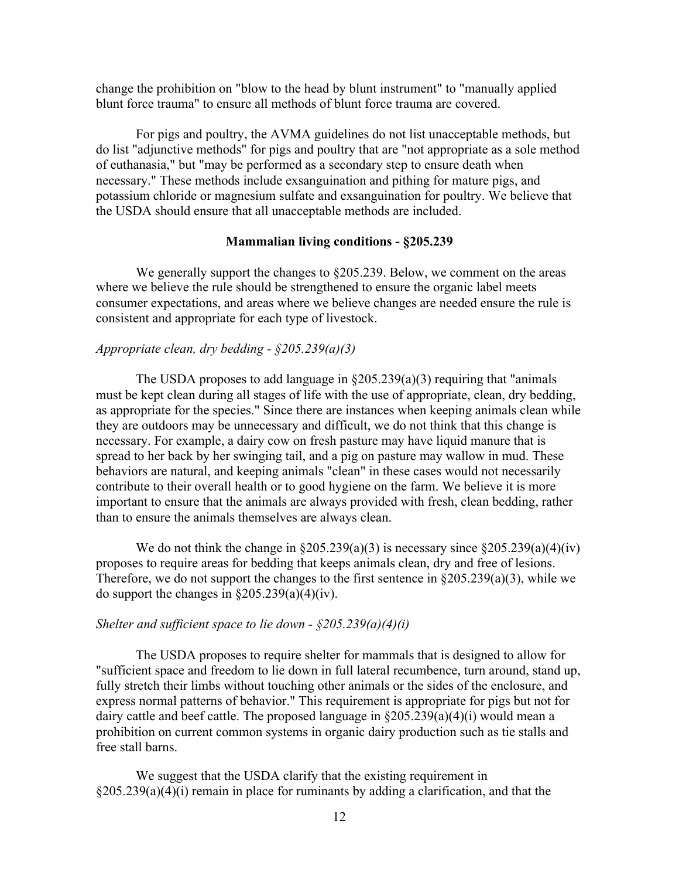change the prohibition on "blow to the head by blunt instrument" to "manually applied blunt force trauma" to ensure all methods of blunt force trauma are covered.

For pigs and poultry, the AVMA guidelines do not list unacceptable methods, but do list "adjunctive methods" for pigs and poultry that are "not appropriate as a sole method of euthanasia," but "may be performed as a secondary step to ensure death when necessary." These methods include exsanguination and pithing for mature pigs, and potassium chloride or magnesium sulfate and exsanguination for poultry. We believe that the USDA should ensure that all unacceptable methods are included.

**Mammalian living conditions - §205.239**

We generally support the changes to §205.239. Below, we comment on the areas where we believe the rule should be strengthened to ensure the organic label meets consumer expectations, and areas where we believe changes are needed ensure the rule is consistent and appropriate for each type of livestock.

*Appropriate clean, dry bedding - §205.239(a)(3)*

The USDA proposes to add language in §205.239(a)(3) requiring that "animals must be kept clean during all stages of life with the use of appropriate, clean, dry bedding, as appropriate for the species." Since there are instances when keeping animals clean while they are outdoors may be unnecessary and difficult, we do not think that this change is necessary. For example, a dairy cow on fresh pasture may have liquid manure that is spread to her back by her swinging tail, and a pig on pasture may wallow in mud. These behaviors are natural, and keeping animals "clean" in these cases would not necessarily contribute to their overall health or to good hygiene on the farm. We believe it is more important to ensure that the animals are always provided with fresh, clean bedding, rather than to ensure the animals themselves are always clean.

We do not think the change in §205.239(a)(3) is necessary since §205.239(a)(4)(iv) proposes to require areas for bedding that keeps animals clean, dry and free of lesions. Therefore, we do not support the changes to the first sentence in §205.239(a)(3), while we do support the changes in §205.239(a)(4)(iv).

*Shelter and sufficient space to lie down - §205.239(a)(4)(i)*

The USDA proposes to require shelter for mammals that is designed to allow for "sufficient space and freedom to lie down in full lateral recumbence, turn around, stand up, fully stretch their limbs without touching other animals or the sides of the enclosure, and express normal patterns of behavior." This requirement is appropriate for pigs but not for dairy cattle and beef cattle. The proposed language in §205.239(a)(4)(i) would mean a prohibition on current common systems in organic dairy production such as tie stalls and free stall barns.

We suggest that the USDA clarify that the existing requirement in §205.239(a)(4)(i) remain in place for ruminants by adding a clarification, and that the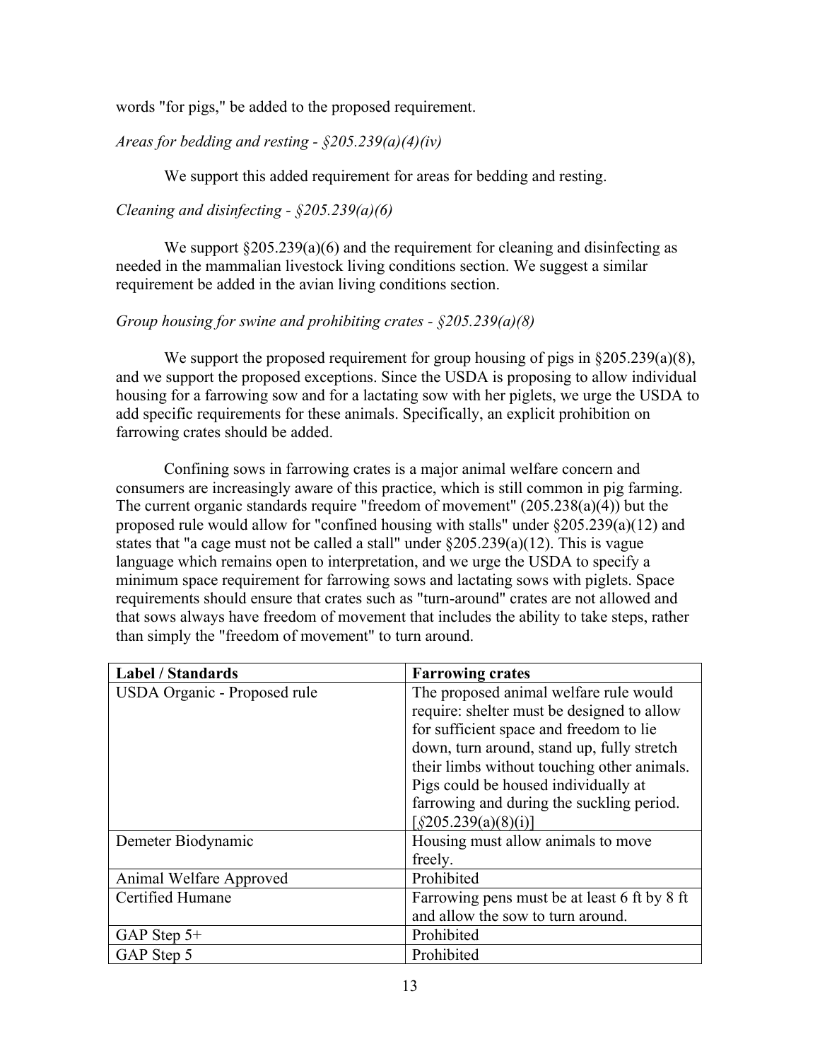words "for pigs," be added to the proposed requirement.

*Areas for bedding and resting - §205.239(a)(4)(iv)*

We support this added requirement for areas for bedding and resting.

*Cleaning and disinfecting - §205.239(a)(6)*

We support §205.239(a)(6) and the requirement for cleaning and disinfecting as needed in the mammalian livestock living conditions section. We suggest a similar requirement be added in the avian living conditions section.

*Group housing for swine and prohibiting crates - §205.239(a)(8)*

We support the proposed requirement for group housing of pigs in §205.239(a)(8), and we support the proposed exceptions. Since the USDA is proposing to allow individual housing for a farrowing sow and for a lactating sow with her piglets, we urge the USDA to add specific requirements for these animals. Specifically, an explicit prohibition on farrowing crates should be added.

Confining sows in farrowing crates is a major animal welfare concern and consumers are increasingly aware of this practice, which is still common in pig farming. The current organic standards require "freedom of movement" (205.238(a)(4)) but the proposed rule would allow for "confined housing with stalls" under §205.239(a)(12) and states that "a cage must not be called a stall" under §205.239(a)(12). This is vague language which remains open to interpretation, and we urge the USDA to specify a minimum space requirement for farrowing sows and lactating sows with piglets. Space requirements should ensure that crates such as "turn-around" crates are not allowed and that sows always have freedom of movement that includes the ability to take steps, rather than simply the "freedom of movement" to turn around.

| Label / Standards | Farrowing crates |
| --- | --- |
| USDA Organic - Proposed rule | The proposed animal welfare rule would require: shelter must be designed to allow for sufficient space and freedom to lie down, turn around, stand up, fully stretch their limbs without touching other animals. Pigs could be housed individually at farrowing and during the suckling period. [*§*205.239(a)(8)(i)] |
| Demeter Biodynamic | Housing must allow animals to move freely. |
| Animal Welfare Approved | Prohibited |
| Certified Humane | Farrowing pens must be at least 6 ft by 8 ft and allow the sow to turn around. |
| GAP Step 5+ | Prohibited |
| GAP Step 5 | Prohibited |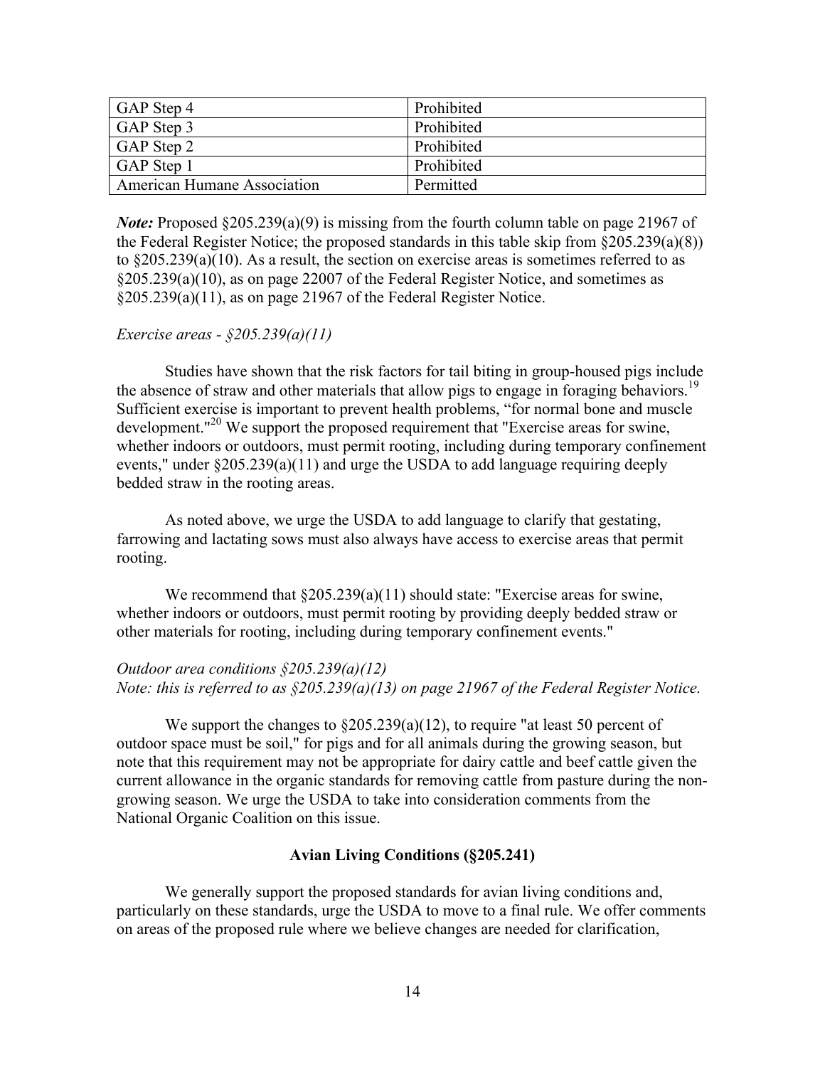| GAP Step 4 | Prohibited |
| --- | --- |
| GAP Step 3 | Prohibited |
| GAP Step 2 | Prohibited |
| GAP Step 1 | Prohibited |
| American Humane Association | Permitted |

***Note:*** Proposed §205.239(a)(9) is missing from the fourth column table on page 21967 of the Federal Register Notice; the proposed standards in this table skip from §205.239(a)(8)) to §205.239(a)(10). As a result, the section on exercise areas is sometimes referred to as §205.239(a)(10), as on page 22007 of the Federal Register Notice, and sometimes as §205.239(a)(11), as on page 21967 of the Federal Register Notice.

*Exercise areas - §205.239(a)(11)*

Studies have shown that the risk factors for tail biting in group-housed pigs include the absence of straw and other materials that allow pigs to engage in foraging behaviors.[19] Sufficient exercise is important to prevent health problems, "for normal bone and muscle development."[20] We support the proposed requirement that "Exercise areas for swine, whether indoors or outdoors, must permit rooting, including during temporary confinement events," under §205.239(a)(11) and urge the USDA to add language requiring deeply bedded straw in the rooting areas.

As noted above, we urge the USDA to add language to clarify that gestating, farrowing and lactating sows must also always have access to exercise areas that permit rooting.

We recommend that §205.239(a)(11) should state: "Exercise areas for swine, whether indoors or outdoors, must permit rooting by providing deeply bedded straw or other materials for rooting, including during temporary confinement events."

*Outdoor area conditions §205.239(a)(12)*
*Note: this is referred to as §205.239(a)(13) on page 21967 of the Federal Register Notice.*

We support the changes to §205.239(a)(12), to require "at least 50 percent of outdoor space must be soil," for pigs and for all animals during the growing season, but note that this requirement may not be appropriate for dairy cattle and beef cattle given the current allowance in the organic standards for removing cattle from pasture during the non-growing season. We urge the USDA to take into consideration comments from the National Organic Coalition on this issue.

**Avian Living Conditions (§205.241)**

We generally support the proposed standards for avian living conditions and, particularly on these standards, urge the USDA to move to a final rule. We offer comments on areas of the proposed rule where we believe changes are needed for clarification,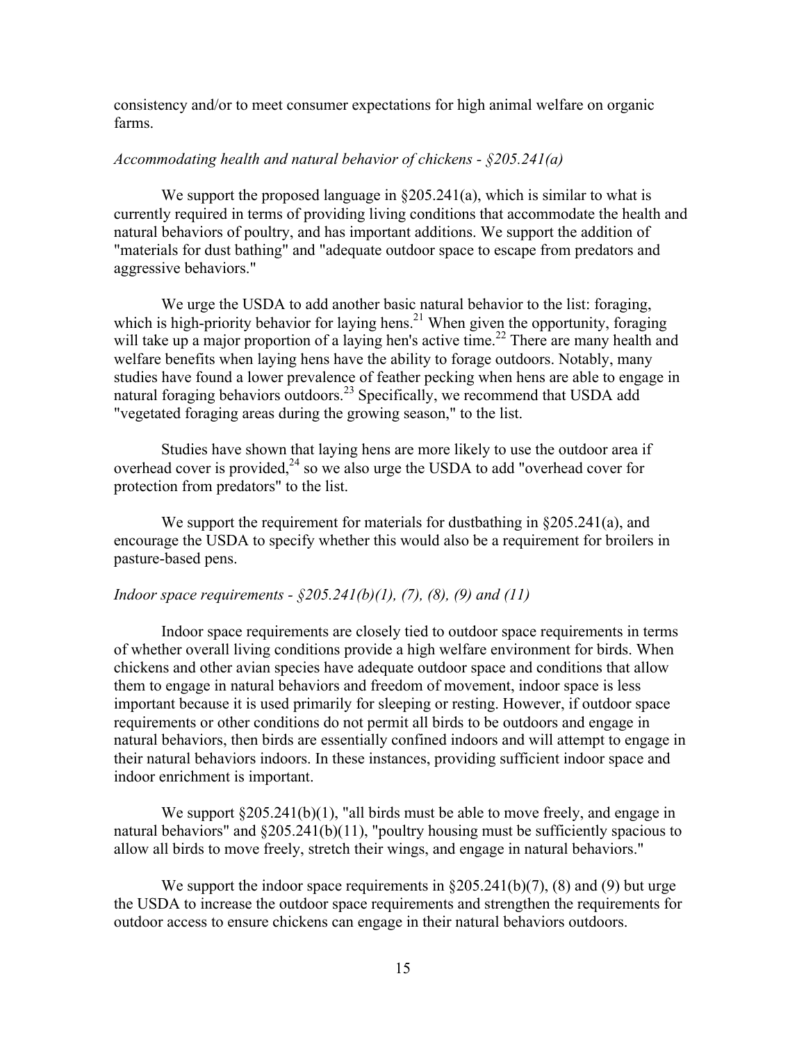consistency and/or to meet consumer expectations for high animal welfare on organic farms.

*Accommodating health and natural behavior of chickens - §205.241(a)*

We support the proposed language in §205.241(a), which is similar to what is currently required in terms of providing living conditions that accommodate the health and natural behaviors of poultry, and has important additions. We support the addition of "materials for dust bathing" and "adequate outdoor space to escape from predators and aggressive behaviors."

We urge the USDA to add another basic natural behavior to the list: foraging, which is high-priority behavior for laying hens.[21] When given the opportunity, foraging will take up a major proportion of a laying hen's active time.[22] There are many health and welfare benefits when laying hens have the ability to forage outdoors. Notably, many studies have found a lower prevalence of feather pecking when hens are able to engage in natural foraging behaviors outdoors.[23] Specifically, we recommend that USDA add "vegetated foraging areas during the growing season," to the list.

Studies have shown that laying hens are more likely to use the outdoor area if overhead cover is provided,[24] so we also urge the USDA to add "overhead cover for protection from predators" to the list.

We support the requirement for materials for dustbathing in §205.241(a), and encourage the USDA to specify whether this would also be a requirement for broilers in pasture-based pens.

*Indoor space requirements - §205.241(b)(1), (7), (8), (9) and (11)*

Indoor space requirements are closely tied to outdoor space requirements in terms of whether overall living conditions provide a high welfare environment for birds. When chickens and other avian species have adequate outdoor space and conditions that allow them to engage in natural behaviors and freedom of movement, indoor space is less important because it is used primarily for sleeping or resting. However, if outdoor space requirements or other conditions do not permit all birds to be outdoors and engage in natural behaviors, then birds are essentially confined indoors and will attempt to engage in their natural behaviors indoors. In these instances, providing sufficient indoor space and indoor enrichment is important.

We support §205.241(b)(1), "all birds must be able to move freely, and engage in natural behaviors" and §205.241(b)(11), "poultry housing must be sufficiently spacious to allow all birds to move freely, stretch their wings, and engage in natural behaviors."

We support the indoor space requirements in §205.241(b)(7), (8) and (9) but urge the USDA to increase the outdoor space requirements and strengthen the requirements for outdoor access to ensure chickens can engage in their natural behaviors outdoors.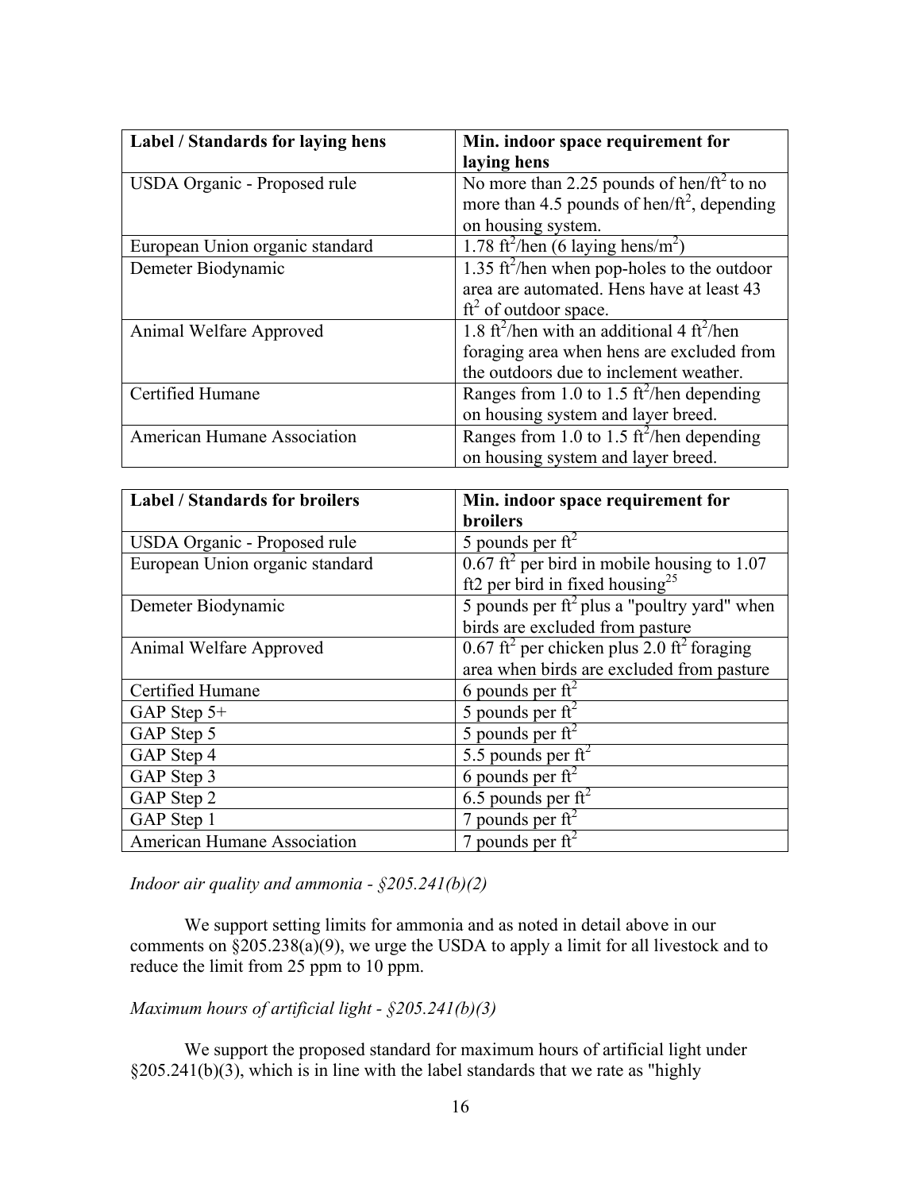| Label / Standards for laying hens | Min. indoor space requirement for laying hens |
| --- | --- |
| USDA Organic - Proposed rule | No more than 2.25 pounds of hen/$ft^2$ to no more than 4.5 pounds of hen/$ft^2$, depending on housing system. |
| European Union organic standard | 1.78 $ft^2$/hen (6 laying hens/$m^2$) |
| Demeter Biodynamic | 1.35 $ft^2$/hen when pop-holes to the outdoor area are automated. Hens have at least 43 $ft^2$ of outdoor space. |
| Animal Welfare Approved | 1.8 $ft^2$/hen with an additional 4 $ft^2$/hen foraging area when hens are excluded from the outdoors due to inclement weather. |
| Certified Humane | Ranges from 1.0 to 1.5 $ft^2$/hen depending on housing system and layer breed. |
| American Humane Association | Ranges from 1.0 to 1.5 $ft^2$/hen depending on housing system and layer breed. |

| Label / Standards for broilers | Min. indoor space requirement for broilers |
| --- | --- |
| USDA Organic - Proposed rule | 5 pounds per $ft^2$ |
| European Union organic standard | 0.67 $ft^2$ per bird in mobile housing to 1.07 ft2 per bird in fixed housing[25] |
| Demeter Biodynamic | 5 pounds per $ft^2$ plus a "poultry yard" when birds are excluded from pasture |
| Animal Welfare Approved | 0.67 $ft^2$ per chicken plus 2.0 $ft^2$ foraging area when birds are excluded from pasture |
| Certified Humane | 6 pounds per $ft^2$ |
| GAP Step 5+ | 5 pounds per $ft^2$ |
| GAP Step 5 | 5 pounds per $ft^2$ |
| GAP Step 4 | 5.5 pounds per $ft^2$ |
| GAP Step 3 | 6 pounds per $ft^2$ |
| GAP Step 2 | 6.5 pounds per $ft^2$ |
| GAP Step 1 | 7 pounds per $ft^2$ |
| American Humane Association | 7 pounds per $ft^2$ |

*Indoor air quality and ammonia - §205.241(b)(2)*

We support setting limits for ammonia and as noted in detail above in our comments on §205.238(a)(9), we urge the USDA to apply a limit for all livestock and to reduce the limit from 25 ppm to 10 ppm.

*Maximum hours of artificial light - §205.241(b)(3)*

We support the proposed standard for maximum hours of artificial light under §205.241(b)(3), which is in line with the label standards that we rate as "highly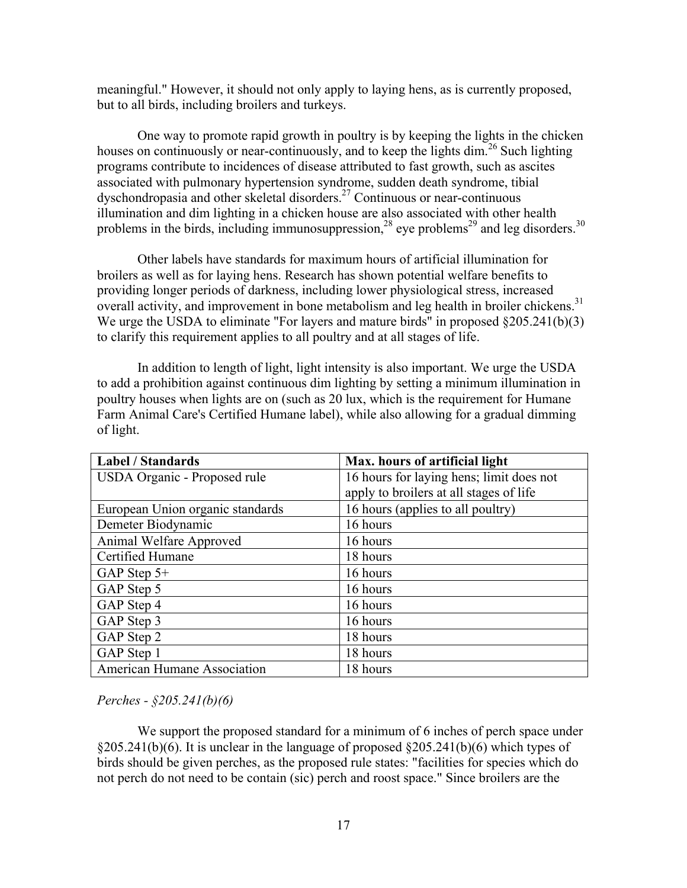meaningful." However, it should not only apply to laying hens, as is currently proposed, but to all birds, including broilers and turkeys.

One way to promote rapid growth in poultry is by keeping the lights in the chicken houses on continuously or near-continuously, and to keep the lights dim.[26] Such lighting programs contribute to incidences of disease attributed to fast growth, such as ascites associated with pulmonary hypertension syndrome, sudden death syndrome, tibial dyschondropasia and other skeletal disorders.[27] Continuous or near-continuous illumination and dim lighting in a chicken house are also associated with other health problems in the birds, including immunosuppression,[28] eye problems[29] and leg disorders.[30]

Other labels have standards for maximum hours of artificial illumination for broilers as well as for laying hens. Research has shown potential welfare benefits to providing longer periods of darkness, including lower physiological stress, increased overall activity, and improvement in bone metabolism and leg health in broiler chickens.[31] We urge the USDA to eliminate "For layers and mature birds" in proposed §205.241(b)(3) to clarify this requirement applies to all poultry and at all stages of life.

In addition to length of light, light intensity is also important. We urge the USDA to add a prohibition against continuous dim lighting by setting a minimum illumination in poultry houses when lights are on (such as 20 lux, which is the requirement for Humane Farm Animal Care's Certified Humane label), while also allowing for a gradual dimming of light.

| Label / Standards | Max. hours of artificial light |
|---|---|
| USDA Organic - Proposed rule | 16 hours for laying hens; limit does not apply to broilers at all stages of life |
| European Union organic standards | 16 hours (applies to all poultry) |
| Demeter Biodynamic | 16 hours |
| Animal Welfare Approved | 16 hours |
| Certified Humane | 18 hours |
| GAP Step 5+ | 16 hours |
| GAP Step 5 | 16 hours |
| GAP Step 4 | 16 hours |
| GAP Step 3 | 16 hours |
| GAP Step 2 | 18 hours |
| GAP Step 1 | 18 hours |
| American Humane Association | 18 hours |

*Perches - §205.241(b)(6)*

We support the proposed standard for a minimum of 6 inches of perch space under §205.241(b)(6). It is unclear in the language of proposed §205.241(b)(6) which types of birds should be given perches, as the proposed rule states: "facilities for species which do not perch do not need to be contain (sic) perch and roost space." Since broilers are the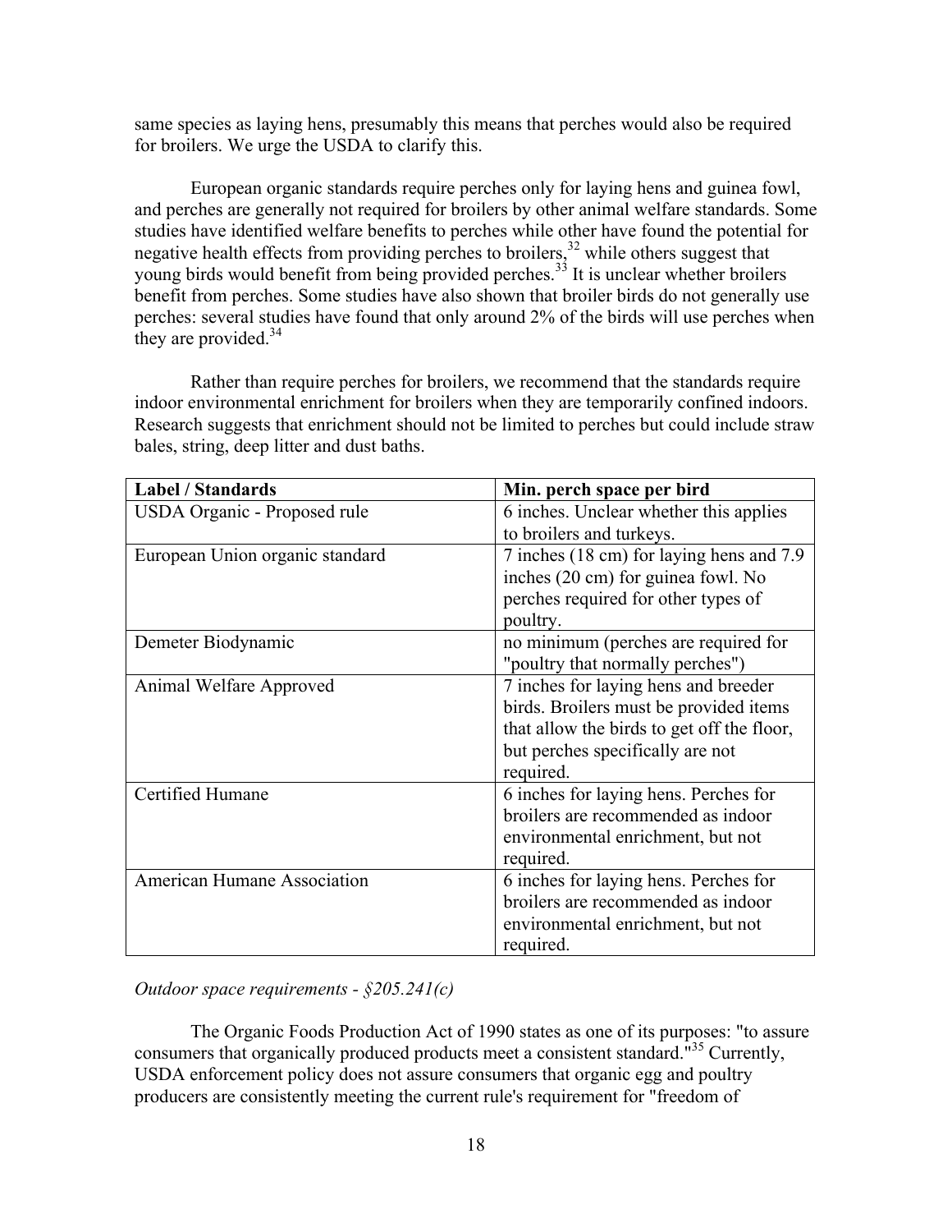same species as laying hens, presumably this means that perches would also be required for broilers. We urge the USDA to clarify this.

European organic standards require perches only for laying hens and guinea fowl, and perches are generally not required for broilers by other animal welfare standards. Some studies have identified welfare benefits to perches while other have found the potential for negative health effects from providing perches to broilers,[32] while others suggest that young birds would benefit from being provided perches.[33] It is unclear whether broilers benefit from perches. Some studies have also shown that broiler birds do not generally use perches: several studies have found that only around 2% of the birds will use perches when they are provided.[34]

Rather than require perches for broilers, we recommend that the standards require indoor environmental enrichment for broilers when they are temporarily confined indoors. Research suggests that enrichment should not be limited to perches but could include straw bales, string, deep litter and dust baths.

| **Label / Standards** | **Min. perch space per bird** |
|---|---|
| USDA Organic - Proposed rule | 6 inches. Unclear whether this applies to broilers and turkeys. |
| European Union organic standard | 7 inches (18 cm) for laying hens and 7.9 inches (20 cm) for guinea fowl. No perches required for other types of poultry. |
| Demeter Biodynamic | no minimum (perches are required for "poultry that normally perches") |
| Animal Welfare Approved | 7 inches for laying hens and breeder birds. Broilers must be provided items that allow the birds to get off the floor, but perches specifically are not required. |
| Certified Humane | 6 inches for laying hens. Perches for broilers are recommended as indoor environmental enrichment, but not required. |
| American Humane Association | 6 inches for laying hens. Perches for broilers are recommended as indoor environmental enrichment, but not required. |

*Outdoor space requirements - §205.241(c)*

The Organic Foods Production Act of 1990 states as one of its purposes: "to assure consumers that organically produced products meet a consistent standard."[35] Currently, USDA enforcement policy does not assure consumers that organic egg and poultry producers are consistently meeting the current rule's requirement for "freedom of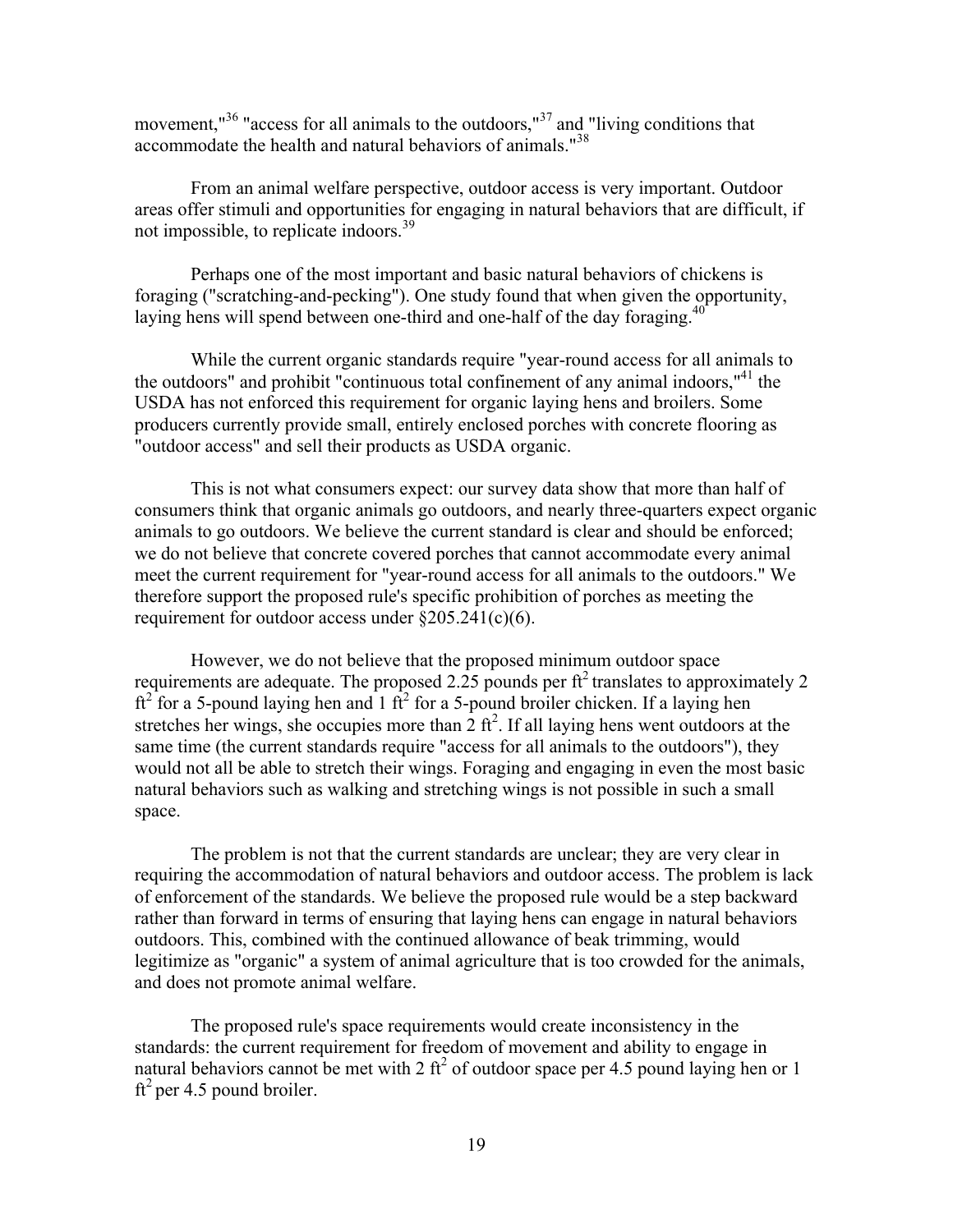movement,"[36] "access for all animals to the outdoors,"[37] and "living conditions that accommodate the health and natural behaviors of animals."[38]

From an animal welfare perspective, outdoor access is very important. Outdoor areas offer stimuli and opportunities for engaging in natural behaviors that are difficult, if not impossible, to replicate indoors.[39]

Perhaps one of the most important and basic natural behaviors of chickens is foraging ("scratching-and-pecking"). One study found that when given the opportunity, laying hens will spend between one-third and one-half of the day foraging.[40]

While the current organic standards require "year-round access for all animals to the outdoors" and prohibit "continuous total confinement of any animal indoors,"[41] the USDA has not enforced this requirement for organic laying hens and broilers. Some producers currently provide small, entirely enclosed porches with concrete flooring as "outdoor access" and sell their products as USDA organic.

This is not what consumers expect: our survey data show that more than half of consumers think that organic animals go outdoors, and nearly three-quarters expect organic animals to go outdoors. We believe the current standard is clear and should be enforced; we do not believe that concrete covered porches that cannot accommodate every animal meet the current requirement for "year-round access for all animals to the outdoors." We therefore support the proposed rule's specific prohibition of porches as meeting the requirement for outdoor access under §205.241(c)(6).

However, we do not believe that the proposed minimum outdoor space requirements are adequate. The proposed 2.25 pounds per $ft^2$ translates to approximately 2 $ft^2$ for a 5-pound laying hen and 1 $ft^2$ for a 5-pound broiler chicken. If a laying hen stretches her wings, she occupies more than 2 $ft^2$. If all laying hens went outdoors at the same time (the current standards require "access for all animals to the outdoors"), they would not all be able to stretch their wings. Foraging and engaging in even the most basic natural behaviors such as walking and stretching wings is not possible in such a small space.

The problem is not that the current standards are unclear; they are very clear in requiring the accommodation of natural behaviors and outdoor access. The problem is lack of enforcement of the standards. We believe the proposed rule would be a step backward rather than forward in terms of ensuring that laying hens can engage in natural behaviors outdoors. This, combined with the continued allowance of beak trimming, would legitimize as "organic" a system of animal agriculture that is too crowded for the animals, and does not promote animal welfare.

The proposed rule's space requirements would create inconsistency in the standards: the current requirement for freedom of movement and ability to engage in natural behaviors cannot be met with 2 $ft^2$ of outdoor space per 4.5 pound laying hen or 1 $ft^2$ per 4.5 pound broiler.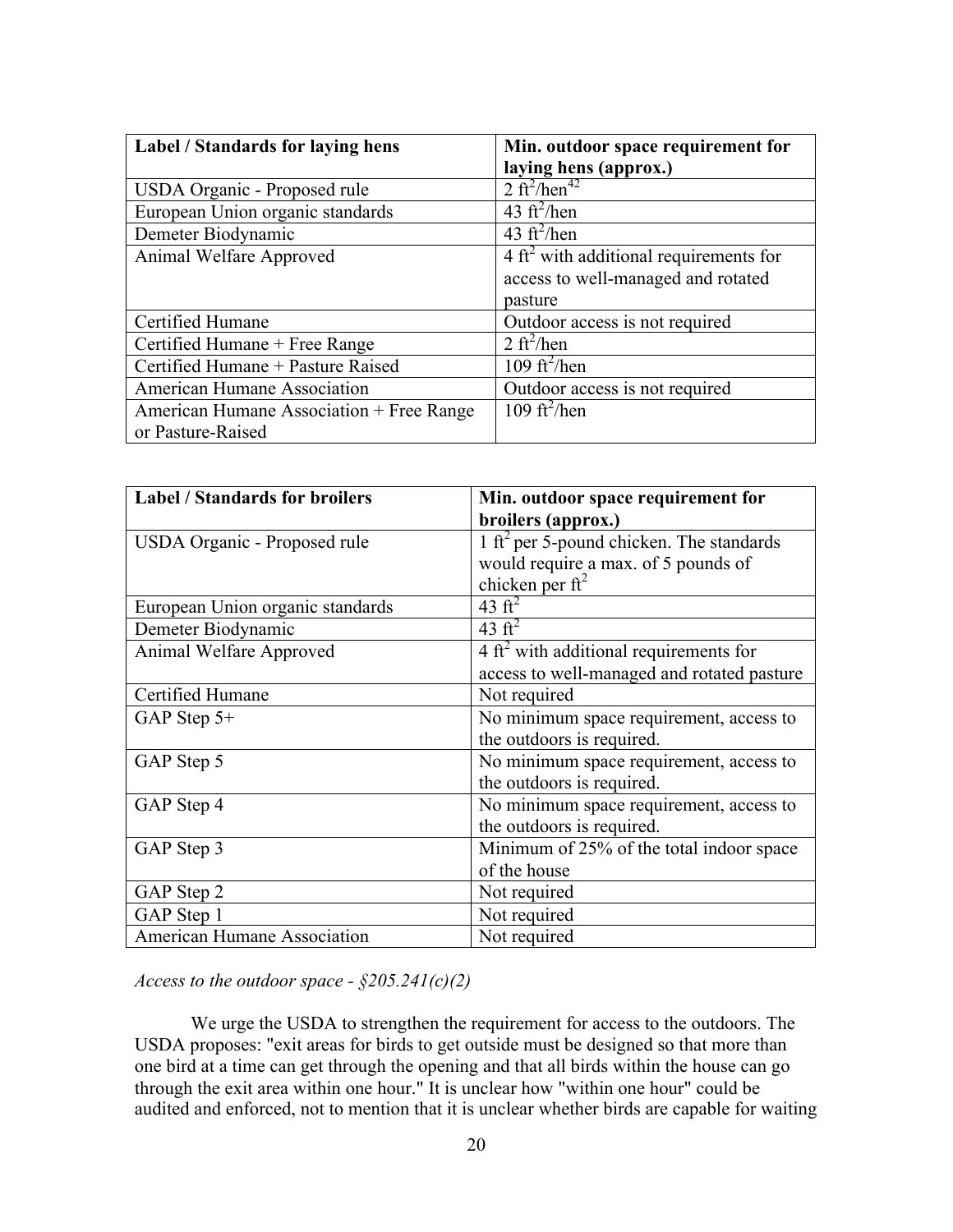| Label / Standards for laying hens | Min. outdoor space requirement for laying hens (approx.) |
|---|---|
| USDA Organic - Proposed rule | 2 $ft^2$/hen[42] |
| European Union organic standards | 43 $ft^2$/hen |
| Demeter Biodynamic | 43 $ft^2$/hen |
| Animal Welfare Approved | 4 $ft^2$ with additional requirements for access to well-managed and rotated pasture |
| Certified Humane | Outdoor access is not required |
| Certified Humane + Free Range | 2 $ft^2$/hen |
| Certified Humane + Pasture Raised | 109 $ft^2$/hen |
| American Humane Association | Outdoor access is not required |
| American Humane Association + Free Range or Pasture-Raised | 109 $ft^2$/hen |

| Label / Standards for broilers | Min. outdoor space requirement for broilers (approx.) |
|---|---|
| USDA Organic - Proposed rule | 1 $ft^2$ per 5-pound chicken. The standards would require a max. of 5 pounds of chicken per $ft^2$ |
| European Union organic standards | 43 $ft^2$ |
| Demeter Biodynamic | 43 $ft^2$ |
| Animal Welfare Approved | 4 $ft^2$ with additional requirements for access to well-managed and rotated pasture |
| Certified Humane | Not required |
| GAP Step 5+ | No minimum space requirement, access to the outdoors is required. |
| GAP Step 5 | No minimum space requirement, access to the outdoors is required. |
| GAP Step 4 | No minimum space requirement, access to the outdoors is required. |
| GAP Step 3 | Minimum of 25% of the total indoor space of the house |
| GAP Step 2 | Not required |
| GAP Step 1 | Not required |
| American Humane Association | Not required |

*Access to the outdoor space - §205.241(c)(2)*

We urge the USDA to strengthen the requirement for access to the outdoors. The USDA proposes: "exit areas for birds to get outside must be designed so that more than one bird at a time can get through the opening and that all birds within the house can go through the exit area within one hour." It is unclear how "within one hour" could be audited and enforced, not to mention that it is unclear whether birds are capable for waiting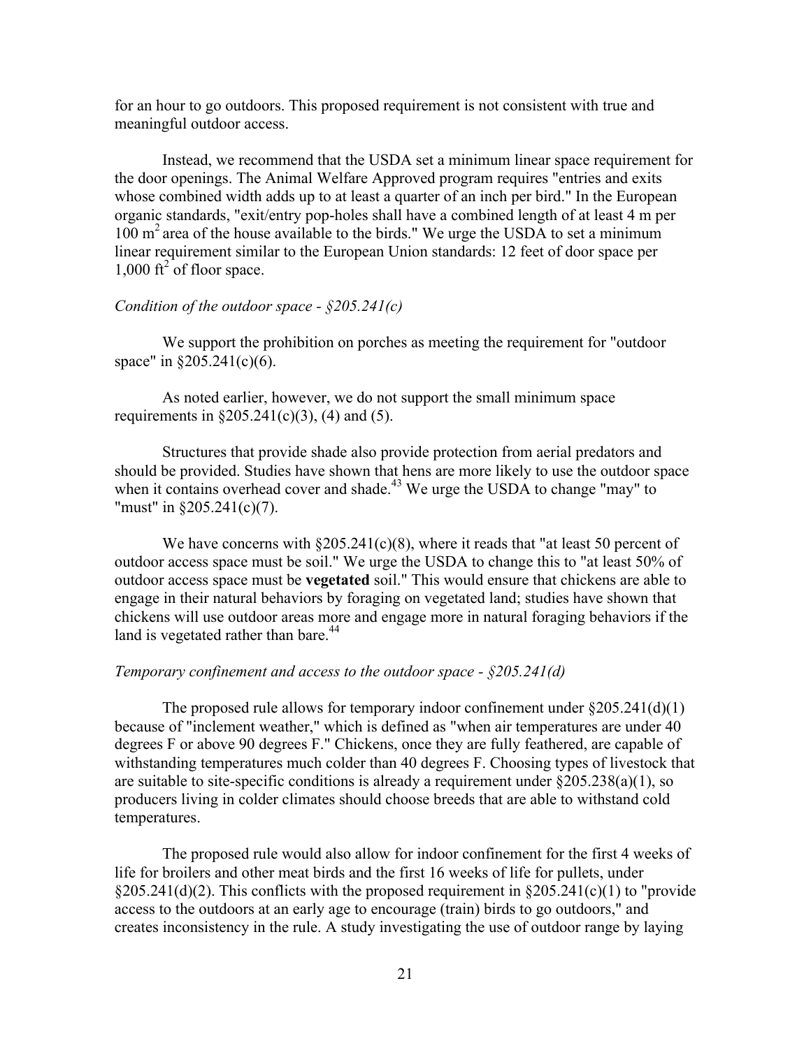for an hour to go outdoors. This proposed requirement is not consistent with true and meaningful outdoor access.

Instead, we recommend that the USDA set a minimum linear space requirement for the door openings. The Animal Welfare Approved program requires "entries and exits whose combined width adds up to at least a quarter of an inch per bird." In the European organic standards, "exit/entry pop-holes shall have a combined length of at least 4 m per 100 $m^2$ area of the house available to the birds." We urge the USDA to set a minimum linear requirement similar to the European Union standards: 12 feet of door space per 1,000 $ft^2$ of floor space.

*Condition of the outdoor space - §205.241(c)*

We support the prohibition on porches as meeting the requirement for "outdoor space" in §205.241(c)(6).

As noted earlier, however, we do not support the small minimum space requirements in §205.241(c)(3), (4) and (5).

Structures that provide shade also provide protection from aerial predators and should be provided. Studies have shown that hens are more likely to use the outdoor space when it contains overhead cover and shade.[43] We urge the USDA to change "may" to "must" in §205.241(c)(7).

We have concerns with §205.241(c)(8), where it reads that "at least 50 percent of outdoor access space must be soil." We urge the USDA to change this to "at least 50% of outdoor access space must be **vegetated** soil." This would ensure that chickens are able to engage in their natural behaviors by foraging on vegetated land; studies have shown that chickens will use outdoor areas more and engage more in natural foraging behaviors if the land is vegetated rather than bare.[44]

*Temporary confinement and access to the outdoor space - §205.241(d)*

The proposed rule allows for temporary indoor confinement under §205.241(d)(1) because of "inclement weather," which is defined as "when air temperatures are under 40 degrees F or above 90 degrees F." Chickens, once they are fully feathered, are capable of withstanding temperatures much colder than 40 degrees F. Choosing types of livestock that are suitable to site-specific conditions is already a requirement under §205.238(a)(1), so producers living in colder climates should choose breeds that are able to withstand cold temperatures.

The proposed rule would also allow for indoor confinement for the first 4 weeks of life for broilers and other meat birds and the first 16 weeks of life for pullets, under §205.241(d)(2). This conflicts with the proposed requirement in §205.241(c)(1) to "provide access to the outdoors at an early age to encourage (train) birds to go outdoors," and creates inconsistency in the rule. A study investigating the use of outdoor range by laying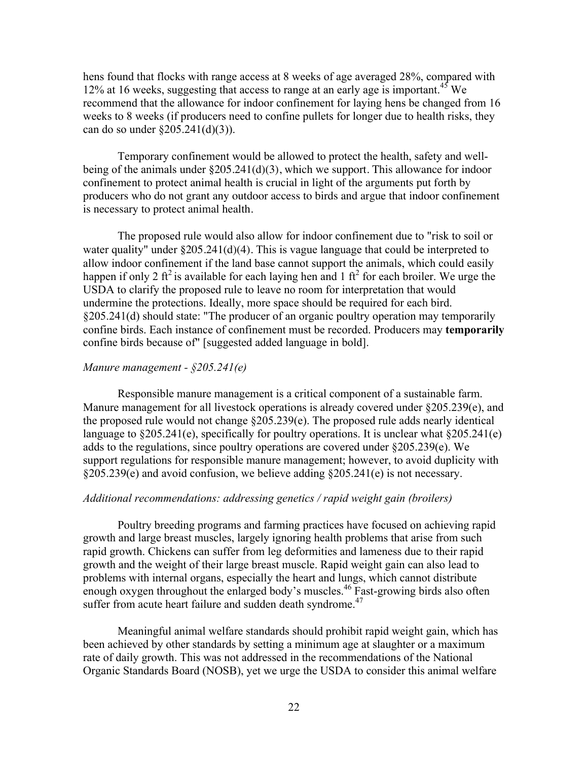hens found that flocks with range access at 8 weeks of age averaged 28%, compared with 12% at 16 weeks, suggesting that access to range at an early age is important.[45] We recommend that the allowance for indoor confinement for laying hens be changed from 16 weeks to 8 weeks (if producers need to confine pullets for longer due to health risks, they can do so under §205.241(d)(3)).

Temporary confinement would be allowed to protect the health, safety and well-being of the animals under §205.241(d)(3), which we support. This allowance for indoor confinement to protect animal health is crucial in light of the arguments put forth by producers who do not grant any outdoor access to birds and argue that indoor confinement is necessary to protect animal health.

The proposed rule would also allow for indoor confinement due to "risk to soil or water quality" under §205.241(d)(4). This is vague language that could be interpreted to allow indoor confinement if the land base cannot support the animals, which could easily happen if only 2 $ft^2$ is available for each laying hen and 1 $ft^2$ for each broiler. We urge the USDA to clarify the proposed rule to leave no room for interpretation that would undermine the protections. Ideally, more space should be required for each bird. §205.241(d) should state: "The producer of an organic poultry operation may temporarily confine birds. Each instance of confinement must be recorded. Producers may **temporarily** confine birds because of" [suggested added language in bold].

*Manure management - §205.241(e)*

Responsible manure management is a critical component of a sustainable farm. Manure management for all livestock operations is already covered under §205.239(e), and the proposed rule would not change §205.239(e). The proposed rule adds nearly identical language to §205.241(e), specifically for poultry operations. It is unclear what §205.241(e) adds to the regulations, since poultry operations are covered under §205.239(e). We support regulations for responsible manure management; however, to avoid duplicity with §205.239(e) and avoid confusion, we believe adding §205.241(e) is not necessary.

*Additional recommendations: addressing genetics / rapid weight gain (broilers)*

Poultry breeding programs and farming practices have focused on achieving rapid growth and large breast muscles, largely ignoring health problems that arise from such rapid growth. Chickens can suffer from leg deformities and lameness due to their rapid growth and the weight of their large breast muscle. Rapid weight gain can also lead to problems with internal organs, especially the heart and lungs, which cannot distribute enough oxygen throughout the enlarged body's muscles.[46] Fast-growing birds also often suffer from acute heart failure and sudden death syndrome.[47]

Meaningful animal welfare standards should prohibit rapid weight gain, which has been achieved by other standards by setting a minimum age at slaughter or a maximum rate of daily growth. This was not addressed in the recommendations of the National Organic Standards Board (NOSB), yet we urge the USDA to consider this animal welfare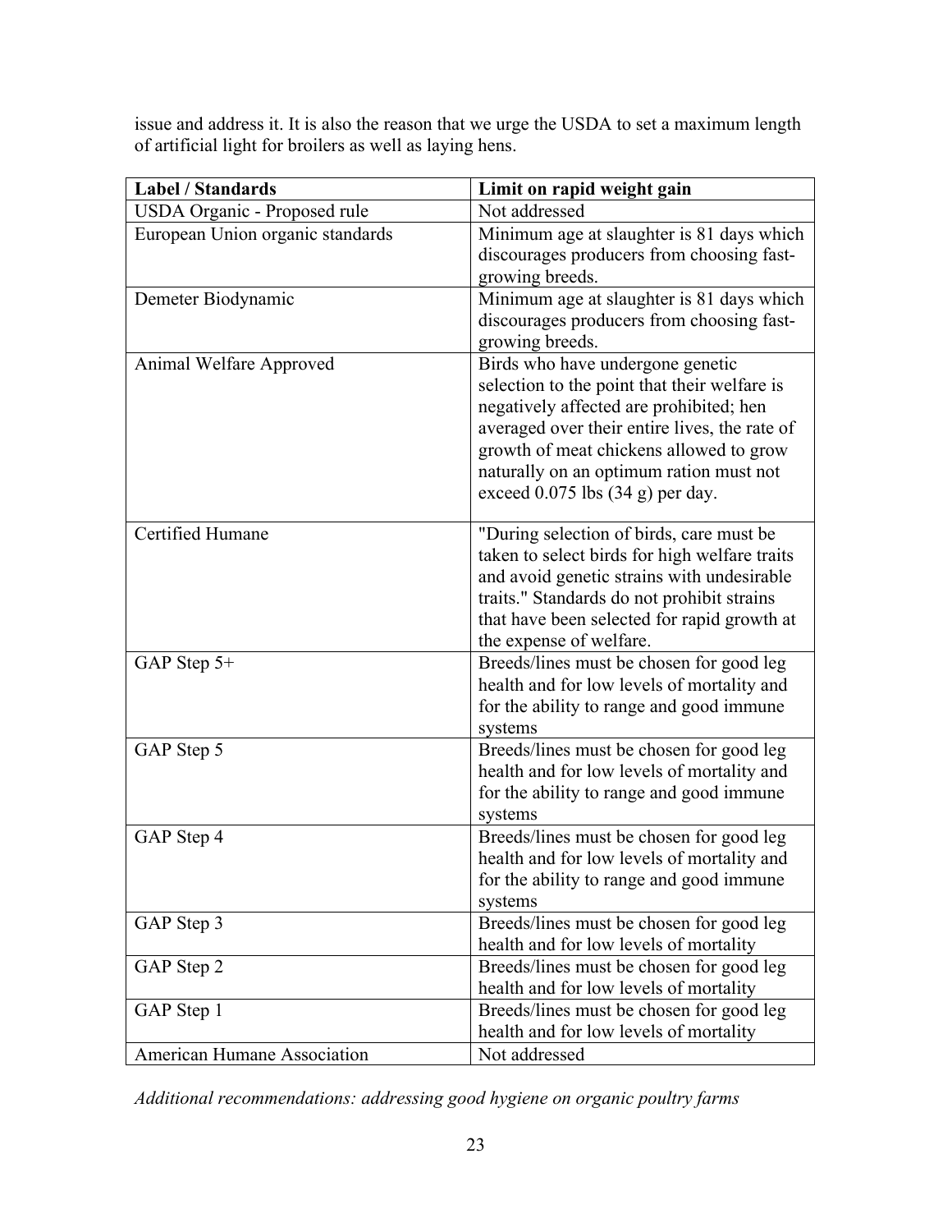issue and address it. It is also the reason that we urge the USDA to set a maximum length of artificial light for broilers as well as laying hens.

| Label / Standards | Limit on rapid weight gain |
|---|---|
| USDA Organic - Proposed rule | Not addressed |
| European Union organic standards | Minimum age at slaughter is 81 days which discourages producers from choosing fast-growing breeds. |
| Demeter Biodynamic | Minimum age at slaughter is 81 days which discourages producers from choosing fast-growing breeds. |
| Animal Welfare Approved | Birds who have undergone genetic selection to the point that their welfare is negatively affected are prohibited; hen averaged over their entire lives, the rate of growth of meat chickens allowed to grow naturally on an optimum ration must not exceed 0.075 lbs (34 g) per day. |
| Certified Humane | "During selection of birds, care must be taken to select birds for high welfare traits and avoid genetic strains with undesirable traits." Standards do not prohibit strains that have been selected for rapid growth at the expense of welfare. |
| GAP Step 5+ | Breeds/lines must be chosen for good leg health and for low levels of mortality and for the ability to range and good immune systems |
| GAP Step 5 | Breeds/lines must be chosen for good leg health and for low levels of mortality and for the ability to range and good immune systems |
| GAP Step 4 | Breeds/lines must be chosen for good leg health and for low levels of mortality and for the ability to range and good immune systems |
| GAP Step 3 | Breeds/lines must be chosen for good leg health and for low levels of mortality |
| GAP Step 2 | Breeds/lines must be chosen for good leg health and for low levels of mortality |
| GAP Step 1 | Breeds/lines must be chosen for good leg health and for low levels of mortality |
| American Humane Association | Not addressed |

*Additional recommendations: addressing good hygiene on organic poultry farms*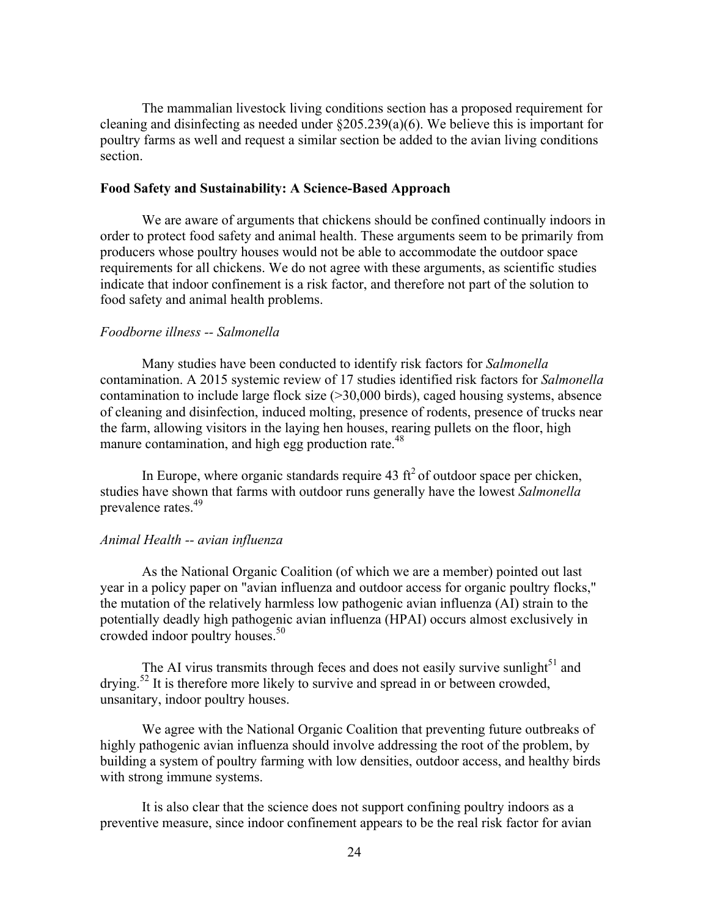The mammalian livestock living conditions section has a proposed requirement for cleaning and disinfecting as needed under §205.239(a)(6). We believe this is important for poultry farms as well and request a similar section be added to the avian living conditions section.

**Food Safety and Sustainability: A Science-Based Approach**

We are aware of arguments that chickens should be confined continually indoors in order to protect food safety and animal health. These arguments seem to be primarily from producers whose poultry houses would not be able to accommodate the outdoor space requirements for all chickens. We do not agree with these arguments, as scientific studies indicate that indoor confinement is a risk factor, and therefore not part of the solution to food safety and animal health problems.

*Foodborne illness -- Salmonella*

Many studies have been conducted to identify risk factors for *Salmonella* contamination. A 2015 systemic review of 17 studies identified risk factors for *Salmonella* contamination to include large flock size (>30,000 birds), caged housing systems, absence of cleaning and disinfection, induced molting, presence of rodents, presence of trucks near the farm, allowing visitors in the laying hen houses, rearing pullets on the floor, high manure contamination, and high egg production rate.[48]

In Europe, where organic standards require 43 $ft^2$ of outdoor space per chicken, studies have shown that farms with outdoor runs generally have the lowest *Salmonella* prevalence rates.[49]

*Animal Health -- avian influenza*

As the National Organic Coalition (of which we are a member) pointed out last year in a policy paper on "avian influenza and outdoor access for organic poultry flocks," the mutation of the relatively harmless low pathogenic avian influenza (AI) strain to the potentially deadly high pathogenic avian influenza (HPAI) occurs almost exclusively in crowded indoor poultry houses.[50]

The AI virus transmits through feces and does not easily survive sunlight[51] and drying.[52] It is therefore more likely to survive and spread in or between crowded, unsanitary, indoor poultry houses.

We agree with the National Organic Coalition that preventing future outbreaks of highly pathogenic avian influenza should involve addressing the root of the problem, by building a system of poultry farming with low densities, outdoor access, and healthy birds with strong immune systems.

It is also clear that the science does not support confining poultry indoors as a preventive measure, since indoor confinement appears to be the real risk factor for avian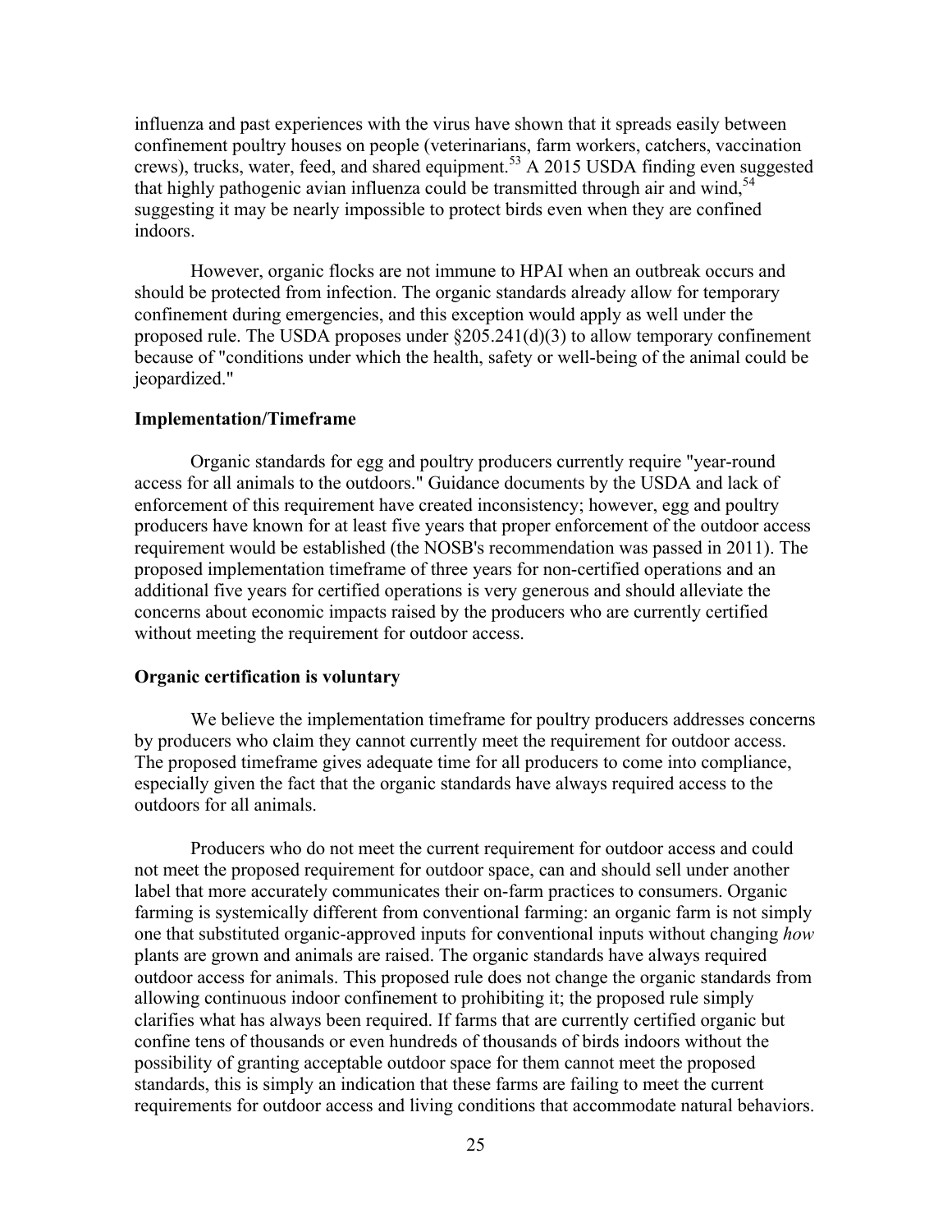influenza and past experiences with the virus have shown that it spreads easily between confinement poultry houses on people (veterinarians, farm workers, catchers, vaccination crews), trucks, water, feed, and shared equipment.[53] A 2015 USDA finding even suggested that highly pathogenic avian influenza could be transmitted through air and wind,[54] suggesting it may be nearly impossible to protect birds even when they are confined indoors.

However, organic flocks are not immune to HPAI when an outbreak occurs and should be protected from infection. The organic standards already allow for temporary confinement during emergencies, and this exception would apply as well under the proposed rule. The USDA proposes under §205.241(d)(3) to allow temporary confinement because of "conditions under which the health, safety or well-being of the animal could be jeopardized."

**Implementation/Timeframe**

Organic standards for egg and poultry producers currently require "year-round access for all animals to the outdoors." Guidance documents by the USDA and lack of enforcement of this requirement have created inconsistency; however, egg and poultry producers have known for at least five years that proper enforcement of the outdoor access requirement would be established (the NOSB's recommendation was passed in 2011). The proposed implementation timeframe of three years for non-certified operations and an additional five years for certified operations is very generous and should alleviate the concerns about economic impacts raised by the producers who are currently certified without meeting the requirement for outdoor access.

**Organic certification is voluntary**

We believe the implementation timeframe for poultry producers addresses concerns by producers who claim they cannot currently meet the requirement for outdoor access. The proposed timeframe gives adequate time for all producers to come into compliance, especially given the fact that the organic standards have always required access to the outdoors for all animals.

Producers who do not meet the current requirement for outdoor access and could not meet the proposed requirement for outdoor space, can and should sell under another label that more accurately communicates their on-farm practices to consumers. Organic farming is systemically different from conventional farming: an organic farm is not simply one that substituted organic-approved inputs for conventional inputs without changing *how* plants are grown and animals are raised. The organic standards have always required outdoor access for animals. This proposed rule does not change the organic standards from allowing continuous indoor confinement to prohibiting it; the proposed rule simply clarifies what has always been required. If farms that are currently certified organic but confine tens of thousands or even hundreds of thousands of birds indoors without the possibility of granting acceptable outdoor space for them cannot meet the proposed standards, this is simply an indication that these farms are failing to meet the current requirements for outdoor access and living conditions that accommodate natural behaviors.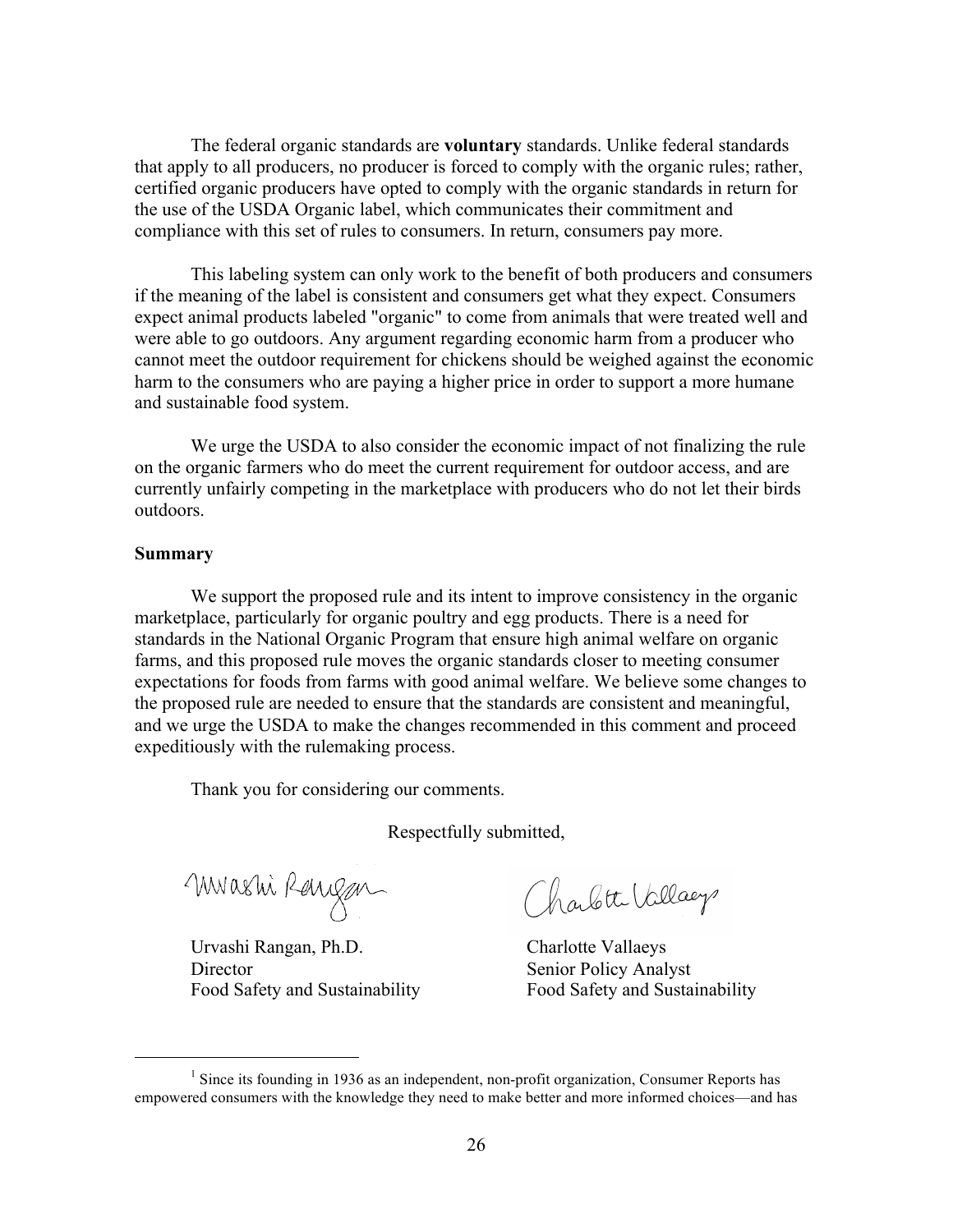The federal organic standards are **voluntary** standards. Unlike federal standards that apply to all producers, no producer is forced to comply with the organic rules; rather, certified organic producers have opted to comply with the organic standards in return for the use of the USDA Organic label, which communicates their commitment and compliance with this set of rules to consumers. In return, consumers pay more.

This labeling system can only work to the benefit of both producers and consumers if the meaning of the label is consistent and consumers get what they expect. Consumers expect animal products labeled "organic" to come from animals that were treated well and were able to go outdoors. Any argument regarding economic harm from a producer who cannot meet the outdoor requirement for chickens should be weighed against the economic harm to the consumers who are paying a higher price in order to support a more humane and sustainable food system.

We urge the USDA to also consider the economic impact of not finalizing the rule on the organic farmers who do meet the current requirement for outdoor access, and are currently unfairly competing in the marketplace with producers who do not let their birds outdoors.

**Summary**

We support the proposed rule and its intent to improve consistency in the organic marketplace, particularly for organic poultry and egg products. There is a need for standards in the National Organic Program that ensure high animal welfare on organic farms, and this proposed rule moves the organic standards closer to meeting consumer expectations for foods from farms with good animal welfare. We believe some changes to the proposed rule are needed to ensure that the standards are consistent and meaningful, and we urge the USDA to make the changes recommended in this comment and proceed expeditiously with the rulemaking process.

Thank you for considering our comments.

Respectfully submitted,

Urvashi Rangan, Ph.D.
Director
Food Safety and Sustainability

Charlotte Vallaeys
Senior Policy Analyst
Food Safety and Sustainability

[1] Since its founding in 1936 as an independent, non-profit organization, Consumer Reports has empowered consumers with the knowledge they need to make better and more informed choices—and has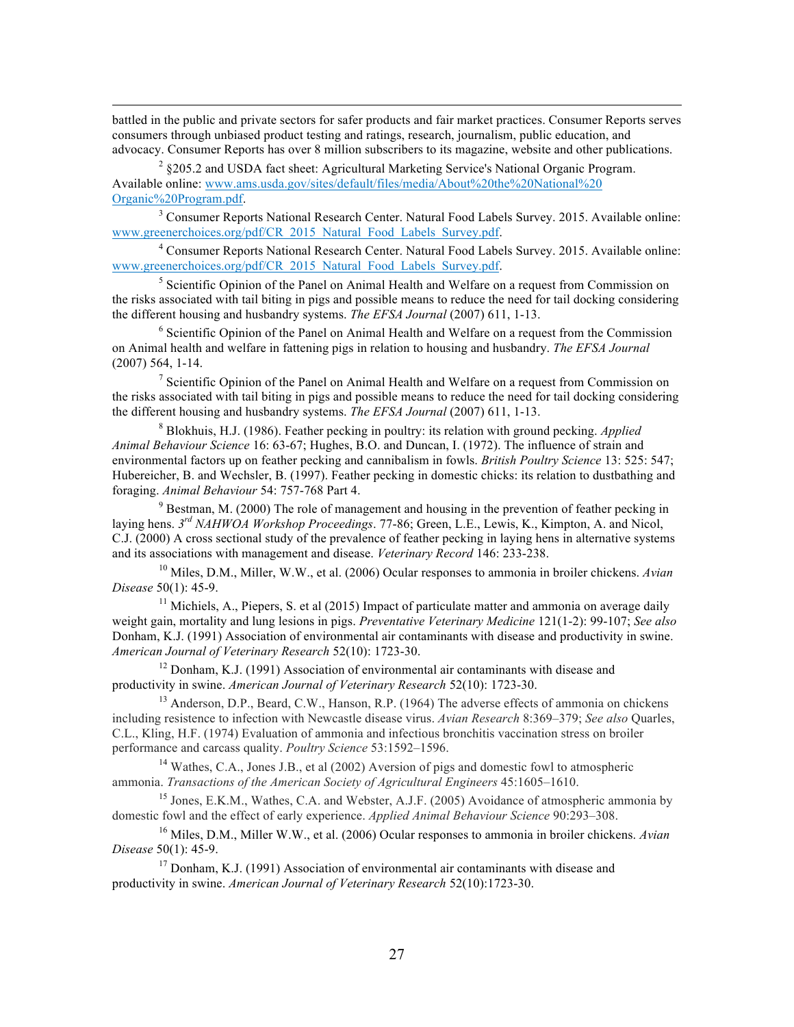battled in the public and private sectors for safer products and fair market practices. Consumer Reports serves consumers through unbiased product testing and ratings, research, journalism, public education, and advocacy. Consumer Reports has over 8 million subscribers to its magazine, website and other publications.

[2] §205.2 and USDA fact sheet: Agricultural Marketing Service's National Organic Program. Available online: [www.ams.usda.gov/sites/default/files/media/About%20the%20National%20Organic%20Program.pdf](www.ams.usda.gov/sites/default/files/media/About%20the%20National%20Organic%20Program.pdf).

[3] Consumer Reports National Research Center. Natural Food Labels Survey. 2015. Available online: [www.greenerchoices.org/pdf/CR_2015_Natural_Food_Labels_Survey.pdf](www.greenerchoices.org/pdf/CR_2015_Natural_Food_Labels_Survey.pdf).

[4] Consumer Reports National Research Center. Natural Food Labels Survey. 2015. Available online: [www.greenerchoices.org/pdf/CR_2015_Natural_Food_Labels_Survey.pdf](www.greenerchoices.org/pdf/CR_2015_Natural_Food_Labels_Survey.pdf).

[5] Scientific Opinion of the Panel on Animal Health and Welfare on a request from Commission on the risks associated with tail biting in pigs and possible means to reduce the need for tail docking considering the different housing and husbandry systems. *The EFSA Journal* (2007) 611, 1-13.

[6] Scientific Opinion of the Panel on Animal Health and Welfare on a request from the Commission on Animal health and welfare in fattening pigs in relation to housing and husbandry. *The EFSA Journal* (2007) 564, 1-14.

[7] Scientific Opinion of the Panel on Animal Health and Welfare on a request from Commission on the risks associated with tail biting in pigs and possible means to reduce the need for tail docking considering the different housing and husbandry systems. *The EFSA Journal* (2007) 611, 1-13.

[8] Blokhuis, H.J. (1986). Feather pecking in poultry: its relation with ground pecking. *Applied Animal Behaviour Science* 16: 63-67; Hughes, B.O. and Duncan, I. (1972). The influence of strain and environmental factors up on feather pecking and cannibalism in fowls. *British Poultry Science* 13: 525: 547; Hubereicher, B. and Wechsler, B. (1997). Feather pecking in domestic chicks: its relation to dustbathing and foraging. *Animal Behaviour* 54: 757-768 Part 4.

[9] Bestman, M. (2000) The role of management and housing in the prevention of feather pecking in laying hens. *3rd NAHWOA Workshop Proceedings*. 77-86; Green, L.E., Lewis, K., Kimpton, A. and Nicol, C.J. (2000) A cross sectional study of the prevalence of feather pecking in laying hens in alternative systems and its associations with management and disease. *Veterinary Record* 146: 233-238.

[10] Miles, D.M., Miller, W.W., et al. (2006) Ocular responses to ammonia in broiler chickens. *Avian Disease* 50(1): 45-9.

[11] Michiels, A., Piepers, S. et al (2015) Impact of particulate matter and ammonia on average daily weight gain, mortality and lung lesions in pigs. *Preventative Veterinary Medicine* 121(1-2): 99-107; *See also* Donham, K.J. (1991) Association of environmental air contaminants with disease and productivity in swine. *American Journal of Veterinary Research* 52(10): 1723-30.

[12] Donham, K.J. (1991) Association of environmental air contaminants with disease and productivity in swine. *American Journal of Veterinary Research* 52(10): 1723-30.

[13] Anderson, D.P., Beard, C.W., Hanson, R.P. (1964) The adverse effects of ammonia on chickens including resistence to infection with Newcastle disease virus. *Avian Research* 8:369–379; *See also* Quarles, C.L., Kling, H.F. (1974) Evaluation of ammonia and infectious bronchitis vaccination stress on broiler performance and carcass quality. *Poultry Science* 53:1592–1596.

[14] Wathes, C.A., Jones J.B., et al (2002) Aversion of pigs and domestic fowl to atmospheric ammonia. *Transactions of the American Society of Agricultural Engineers* 45:1605–1610.

[15] Jones, E.K.M., Wathes, C.A. and Webster, A.J.F. (2005) Avoidance of atmospheric ammonia by domestic fowl and the effect of early experience. *Applied Animal Behaviour Science* 90:293–308.

[16] Miles, D.M., Miller W.W., et al. (2006) Ocular responses to ammonia in broiler chickens. *Avian Disease* 50(1): 45-9.

[17] Donham, K.J. (1991) Association of environmental air contaminants with disease and productivity in swine. *American Journal of Veterinary Research* 52(10):1723-30.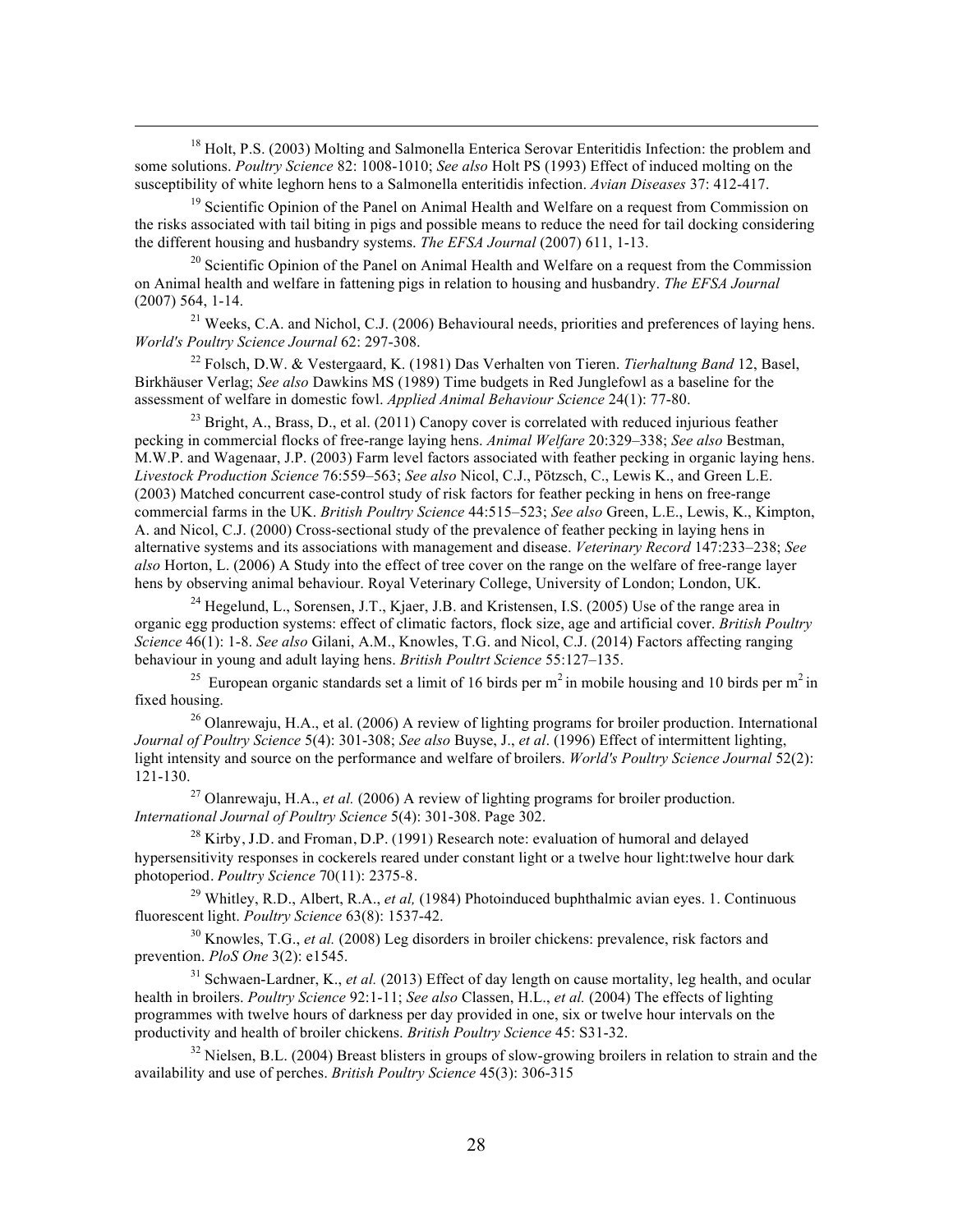[18] Holt, P.S. (2003) Molting and Salmonella Enterica Serovar Enteritidis Infection: the problem and some solutions. *Poultry Science* 82: 1008-1010; *See also* Holt PS (1993) Effect of induced molting on the susceptibility of white leghorn hens to a Salmonella enteritidis infection. *Avian Diseases* 37: 412-417.

[19] Scientific Opinion of the Panel on Animal Health and Welfare on a request from Commission on the risks associated with tail biting in pigs and possible means to reduce the need for tail docking considering the different housing and husbandry systems. *The EFSA Journal* (2007) 611, 1-13.

[20] Scientific Opinion of the Panel on Animal Health and Welfare on a request from the Commission on Animal health and welfare in fattening pigs in relation to housing and husbandry. *The EFSA Journal* (2007) 564, 1-14.

[21] Weeks, C.A. and Nichol, C.J. (2006) Behavioural needs, priorities and preferences of laying hens. *World's Poultry Science Journal* 62: 297-308.

[22] Folsch, D.W. & Vestergaard, K. (1981) Das Verhalten von Tieren. *Tierhaltung Band* 12, Basel, Birkhäuser Verlag; *See also* Dawkins MS (1989) Time budgets in Red Junglefowl as a baseline for the assessment of welfare in domestic fowl. *Applied Animal Behaviour Science* 24(1): 77-80.

[23] Bright, A., Brass, D., et al. (2011) Canopy cover is correlated with reduced injurious feather pecking in commercial flocks of free-range laying hens. *Animal Welfare* 20:329–338; *See also* Bestman, M.W.P. and Wagenaar, J.P. (2003) Farm level factors associated with feather pecking in organic laying hens. *Livestock Production Science* 76:559–563; *See also* Nicol, C.J., Pötzsch, C., Lewis K., and Green L.E. (2003) Matched concurrent case-control study of risk factors for feather pecking in hens on free-range commercial farms in the UK. *British Poultry Science* 44:515–523; *See also* Green, L.E., Lewis, K., Kimpton, A. and Nicol, C.J. (2000) Cross-sectional study of the prevalence of feather pecking in laying hens in alternative systems and its associations with management and disease. *Veterinary Record* 147:233–238; *See also* Horton, L. (2006) A Study into the effect of tree cover on the range on the welfare of free-range layer hens by observing animal behaviour. Royal Veterinary College, University of London; London, UK.

[24] Hegelund, L., Sorensen, J.T., Kjaer, J.B. and Kristensen, I.S. (2005) Use of the range area in organic egg production systems: effect of climatic factors, flock size, age and artificial cover. *British Poultry Science* 46(1): 1-8. *See also* Gilani, A.M., Knowles, T.G. and Nicol, C.J. (2014) Factors affecting ranging behaviour in young and adult laying hens. *British Poultrt Science* 55:127–135.

[25] European organic standards set a limit of 16 birds per $m^2$ in mobile housing and 10 birds per $m^2$ in fixed housing.

[26] Olanrewaju, H.A., et al. (2006) A review of lighting programs for broiler production. International *Journal of Poultry Science* 5(4): 301-308; *See also* Buyse, J., *et al*. (1996) Effect of intermittent lighting, light intensity and source on the performance and welfare of broilers. *World's Poultry Science Journal* 52(2): 121-130.

[27] Olanrewaju, H.A., *et al.* (2006) A review of lighting programs for broiler production. *International Journal of Poultry Science* 5(4): 301-308. Page 302.

[28] Kirby, J.D. and Froman, D.P. (1991) Research note: evaluation of humoral and delayed hypersensitivity responses in cockerels reared under constant light or a twelve hour light:twelve hour dark photoperiod. *Poultry Science* 70(11): 2375-8.

[29] Whitley, R.D., Albert, R.A., *et al,* (1984) Photoinduced buphthalmic avian eyes. 1. Continuous fluorescent light. *Poultry Science* 63(8): 1537-42.

[30] Knowles, T.G., *et al.* (2008) Leg disorders in broiler chickens: prevalence, risk factors and prevention. *PloS One* 3(2): e1545.

[31] Schwaen-Lardner, K., *et al.* (2013) Effect of day length on cause mortality, leg health, and ocular health in broilers. *Poultry Science* 92:1-11; *See also* Classen, H.L., *et al.* (2004) The effects of lighting programmes with twelve hours of darkness per day provided in one, six or twelve hour intervals on the productivity and health of broiler chickens. *British Poultry Science* 45: S31-32.

[32] Nielsen, B.L. (2004) Breast blisters in groups of slow-growing broilers in relation to strain and the availability and use of perches. *British Poultry Science* 45(3): 306-315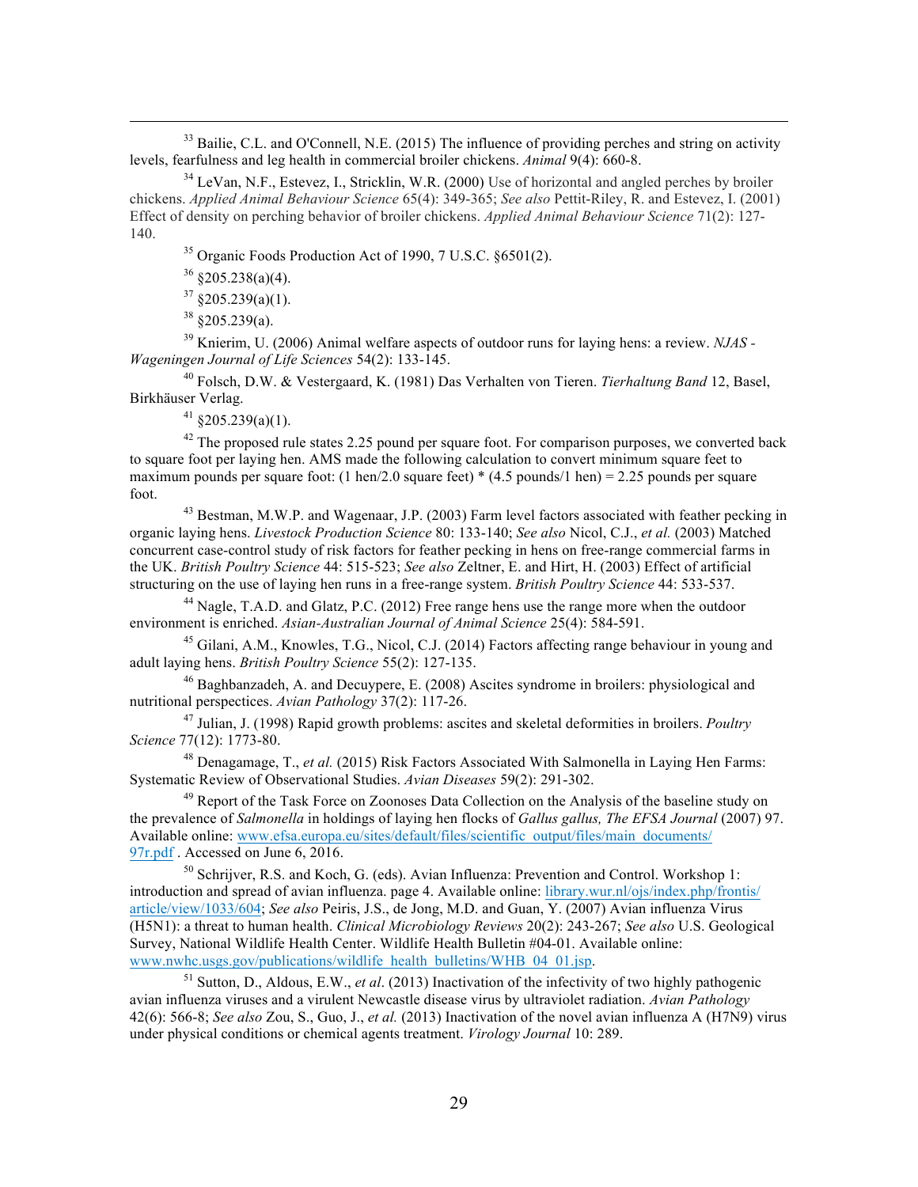[33] Bailie, C.L. and O'Connell, N.E. (2015) The influence of providing perches and string on activity levels, fearfulness and leg health in commercial broiler chickens. *Animal* 9(4): 660-8.

[34] LeVan, N.F., Estevez, I., Stricklin, W.R. (2000) Use of horizontal and angled perches by broiler chickens. *Applied Animal Behaviour Science* 65(4): 349-365; *See also* Pettit-Riley, R. and Estevez, I. (2001) Effect of density on perching behavior of broiler chickens. *Applied Animal Behaviour Science* 71(2): 127-140.

[35] Organic Foods Production Act of 1990, 7 U.S.C. §6501(2).

[36] §205.238(a)(4).

[37] §205.239(a)(1).

[38] §205.239(a).

[39] Knierim, U. (2006) Animal welfare aspects of outdoor runs for laying hens: a review. *NJAS - Wageningen Journal of Life Sciences* 54(2): 133-145.

[40] Folsch, D.W. & Vestergaard, K. (1981) Das Verhalten von Tieren. *Tierhaltung Band* 12, Basel, Birkhäuser Verlag.

[41] §205.239(a)(1).

[42] The proposed rule states 2.25 pound per square foot. For comparison purposes, we converted back to square foot per laying hen. AMS made the following calculation to convert minimum square feet to maximum pounds per square foot: (1 hen/2.0 square feet) * (4.5 pounds/1 hen) = 2.25 pounds per square foot.

[43] Bestman, M.W.P. and Wagenaar, J.P. (2003) Farm level factors associated with feather pecking in organic laying hens. *Livestock Production Science* 80: 133-140; *See also* Nicol, C.J., *et al.* (2003) Matched concurrent case-control study of risk factors for feather pecking in hens on free-range commercial farms in the UK. *British Poultry Science* 44: 515-523; *See also* Zeltner, E. and Hirt, H. (2003) Effect of artificial structuring on the use of laying hen runs in a free-range system. *British Poultry Science* 44: 533-537.

[44] Nagle, T.A.D. and Glatz, P.C. (2012) Free range hens use the range more when the outdoor environment is enriched. *Asian-Australian Journal of Animal Science* 25(4): 584-591.

[45] Gilani, A.M., Knowles, T.G., Nicol, C.J. (2014) Factors affecting range behaviour in young and adult laying hens. *British Poultry Science* 55(2): 127-135.

[46] Baghbanzadeh, A. and Decuypere, E. (2008) Ascites syndrome in broilers: physiological and nutritional perspectives. *Avian Pathology* 37(2): 117-26.

[47] Julian, J. (1998) Rapid growth problems: ascites and skeletal deformities in broilers. *Poultry Science* 77(12): 1773-80.

[48] Denagamage, T., *et al.* (2015) Risk Factors Associated With Salmonella in Laying Hen Farms: Systematic Review of Observational Studies. *Avian Diseases* 59(2): 291-302.

[49] Report of the Task Force on Zoonoses Data Collection on the Analysis of the baseline study on the prevalence of *Salmonella* in holdings of laying hen flocks of *Gallus gallus, The EFSA Journal* (2007) 97. Available online: www.efsa.europa.eu/sites/default/files/scientific_output/files/main_documents/97r.pdf . Accessed on June 6, 2016.

[50] Schrijver, R.S. and Koch, G. (eds). Avian Influenza: Prevention and Control. Workshop 1: introduction and spread of avian influenza. page 4. Available online: library.wur.nl/ojs/index.php/frontis/article/view/1033/604; *See also* Peiris, J.S., de Jong, M.D. and Guan, Y. (2007) Avian influenza Virus (H5N1): a threat to human health. *Clinical Microbiology Reviews* 20(2): 243-267; *See also* U.S. Geological Survey, National Wildlife Health Center. Wildlife Health Bulletin #04-01. Available online: www.nwhc.usgs.gov/publications/wildlife_health_bulletins/WHB_04_01.jsp.

[51] Sutton, D., Aldous, E.W., *et al*. (2013) Inactivation of the infectivity of two highly pathogenic avian influenza viruses and a virulent Newcastle disease virus by ultraviolet radiation. *Avian Pathology* 42(6): 566-8; *See also* Zou, S., Guo, J., *et al.* (2013) Inactivation of the novel avian influenza A (H7N9) virus under physical conditions or chemical agents treatment. *Virology Journal* 10: 289.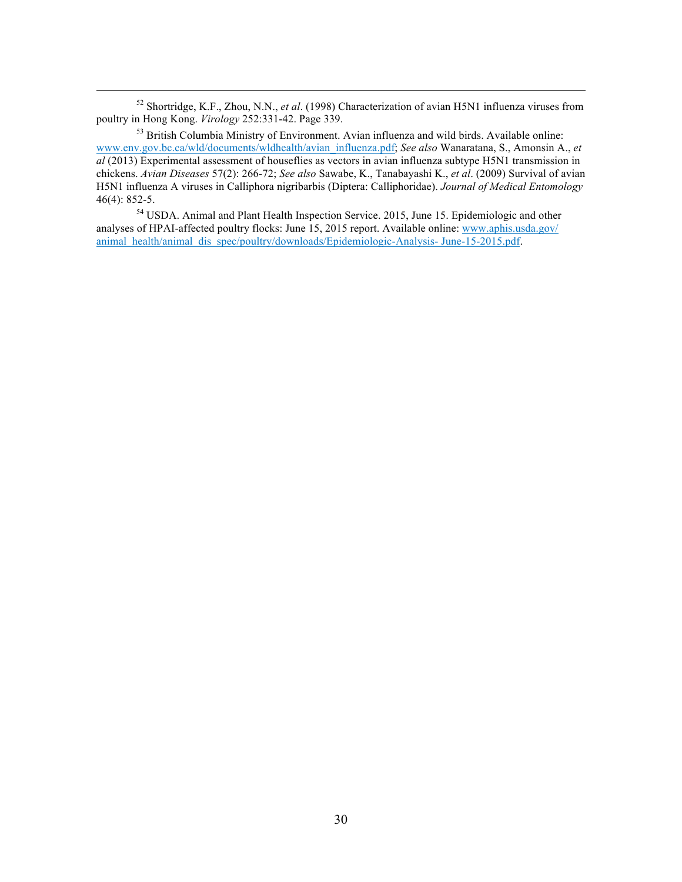[52] Shortridge, K.F., Zhou, N.N., *et al*. (1998) Characterization of avian H5N1 influenza viruses from poultry in Hong Kong. *Virology* 252:331-42. Page 339.

[53] British Columbia Ministry of Environment. Avian influenza and wild birds. Available online: www.env.gov.bc.ca/wld/documents/wldhealth/avian_influenza.pdf; *See also* Wanaratana, S., Amonsin A., *et al* (2013) Experimental assessment of houseflies as vectors in avian influenza subtype H5N1 transmission in chickens. *Avian Diseases* 57(2): 266-72; *See also* Sawabe, K., Tanabayashi K., *et al*. (2009) Survival of avian H5N1 influenza A viruses in Calliphora nigribarbis (Diptera: Calliphoridae). *Journal of Medical Entomology* 46(4): 852-5.

[54] USDA. Animal and Plant Health Inspection Service. 2015, June 15. Epidemiologic and other analyses of HPAI-affected poultry flocks: June 15, 2015 report. Available online: www.aphis.usda.gov/animal_health/animal_dis_spec/poultry/downloads/Epidemiologic-Analysis- June-15-2015.pdf.